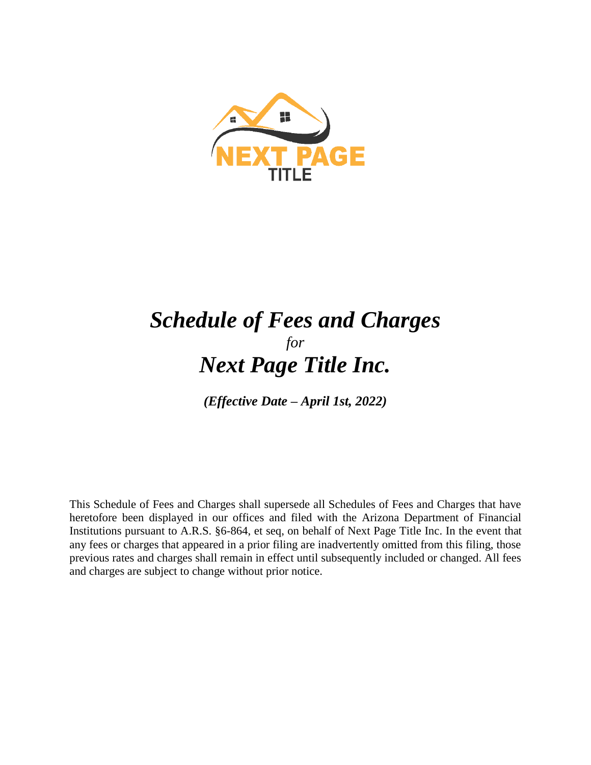NEXT PAGE
TITLE

# *Schedule of Fees and Charges*

*for*

# *Next Page Title Inc.*

***(Effective Date – April 1st, 2022)***

This Schedule of Fees and Charges shall supersede all Schedules of Fees and Charges that have heretofore been displayed in our offices and filed with the Arizona Department of Financial Institutions pursuant to A.R.S. §6-864, et seq, on behalf of Next Page Title Inc. In the event that any fees or charges that appeared in a prior filing are inadvertently omitted from this filing, those previous rates and charges shall remain in effect until subsequently included or changed. All fees and charges are subject to change without prior notice.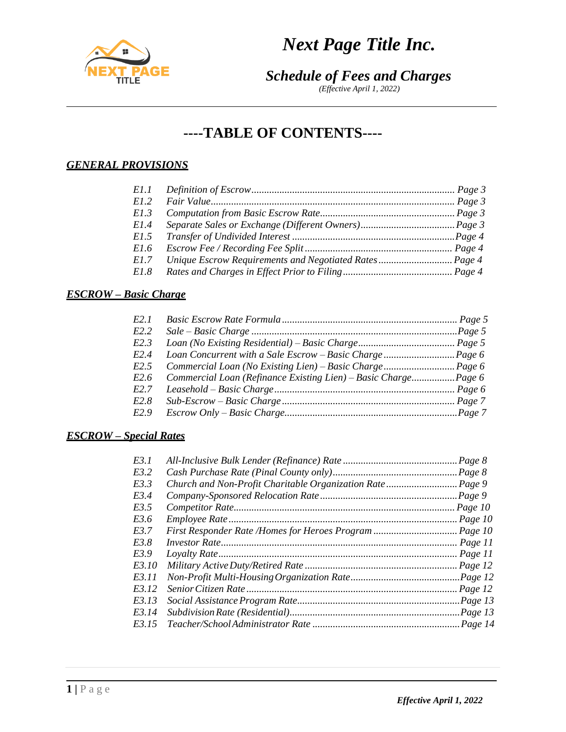# Next Page Title Inc.

## Schedule of Fees and Charges

*(Effective April 1, 2022)*

## ----TABLE OF CONTENTS----

### GENERAL PROVISIONS

| | | |
|---|---|---|
| E1.1 | Definition of Escrow | Page 3 |
| E1.2 | Fair Value | Page 3 |
| E1.3 | Computation from Basic Escrow Rate | Page 3 |
| E1.4 | Separate Sales or Exchange (Different Owners) | Page 3 |
| E1.5 | Transfer of Undivided Interest | Page 4 |
| E1.6 | Escrow Fee / Recording Fee Split | Page 4 |
| E1.7 | Unique Escrow Requirements and Negotiated Rates | Page 4 |
| E1.8 | Rates and Charges in Effect Prior to Filing | Page 4 |

### ESCROW – Basic Charge

| | | |
|---|---|---|
| E2.1 | Basic Escrow Rate Formula | Page 5 |
| E2.2 | Sale – Basic Charge | Page 5 |
| E2.3 | Loan (No Existing Residential) – Basic Charge | Page 5 |
| E2.4 | Loan Concurrent with a Sale Escrow – Basic Charge | Page 6 |
| E2.5 | Commercial Loan (No Existing Lien) – Basic Charge | Page 6 |
| E2.6 | Commercial Loan (Refinance Existing Lien) – Basic Charge | Page 6 |
| E2.7 | Leasehold – Basic Charge | Page 6 |
| E2.8 | Sub-Escrow – Basic Charge | Page 7 |
| E2.9 | Escrow Only – Basic Charge | Page 7 |

### ESCROW – Special Rates

| | | |
|---|---|---|
| E3.1 | All-Inclusive Bulk Lender (Refinance) Rate | Page 8 |
| E3.2 | Cash Purchase Rate (Pinal County only) | Page 8 |
| E3.3 | Church and Non-Profit Charitable Organization Rate | Page 9 |
| E3.4 | Company-Sponsored Relocation Rate | Page 9 |
| E3.5 | Competitor Rate | Page 10 |
| E3.6 | Employee Rate | Page 10 |
| E3.7 | First Responder Rate /Homes for Heroes Program | Page 10 |
| E3.8 | Investor Rate | Page 11 |
| E3.9 | Loyalty Rate | Page 11 |
| E3.10 | Military Active Duty/Retired Rate | Page 12 |
| E3.11 | Non-Profit Multi-Housing Organization Rate | Page 12 |
| E3.12 | Senior Citizen Rate | Page 12 |
| E3.13 | Social Assistance Program Rate | Page 13 |
| E3.14 | Subdivision Rate (Residential) | Page 13 |
| E3.15 | Teacher/School Administrator Rate | Page 14 |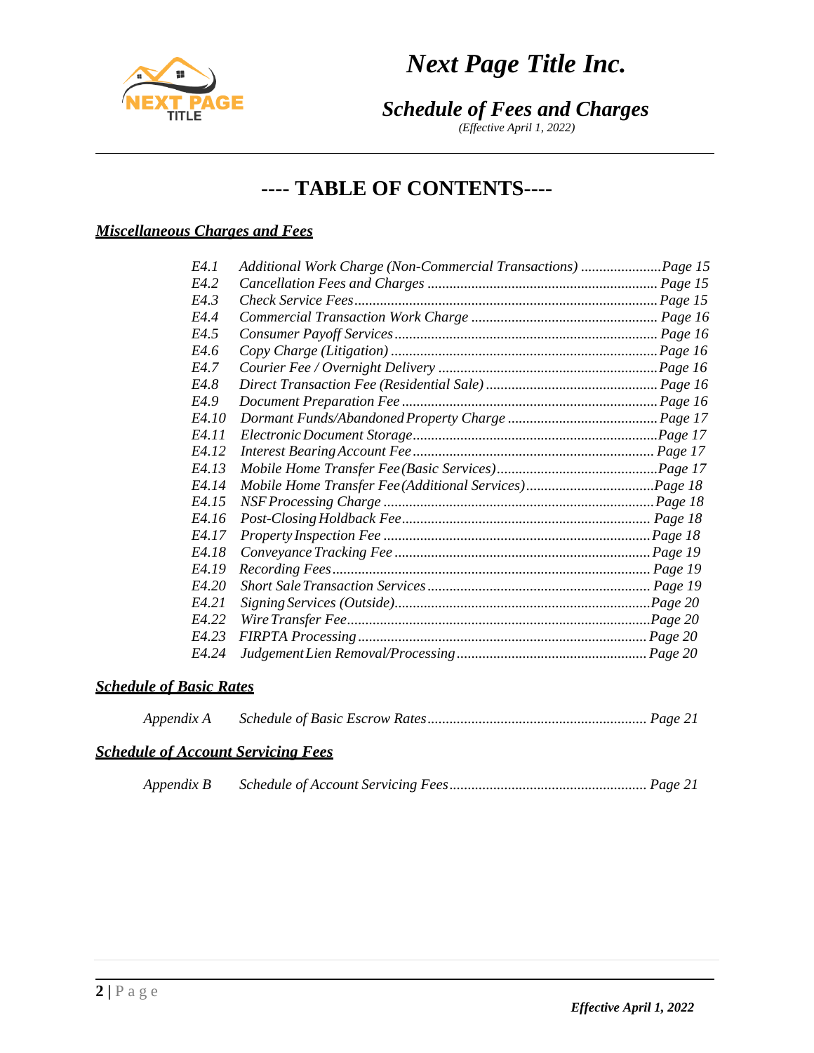# Next Page Title Inc.

## *Schedule of Fees and Charges*

*(Effective April 1, 2022)*

## ---- TABLE OF CONTENTS----

### ***Miscellaneous Charges and Fees***

| | | |
|---|---|---|
| *E4.1* | *Additional Work Charge (Non-Commercial Transactions)* | *Page 15* |
| *E4.2* | *Cancellation Fees and Charges* | *Page 15* |
| *E4.3* | *Check Service Fees* | *Page 15* |
| *E4.4* | *Commercial Transaction Work Charge* | *Page 16* |
| *E4.5* | *Consumer Payoff Services* | *Page 16* |
| *E4.6* | *Copy Charge (Litigation)* | *Page 16* |
| *E4.7* | *Courier Fee / Overnight Delivery* | *Page 16* |
| *E4.8* | *Direct Transaction Fee (Residential Sale)* | *Page 16* |
| *E4.9* | *Document Preparation Fee* | *Page 16* |
| *E4.10* | *Dormant Funds/Abandoned Property Charge* | *Page 17* |
| *E4.11* | *Electronic Document Storage* | *Page 17* |
| *E4.12* | *Interest Bearing Account Fee* | *Page 17* |
| *E4.13* | *Mobile Home Transfer Fee (Basic Services)* | *Page 17* |
| *E4.14* | *Mobile Home Transfer Fee (Additional Services)* | *Page 18* |
| *E4.15* | *NSF Processing Charge* | *Page 18* |
| *E4.16* | *Post-Closing Holdback Fee* | *Page 18* |
| *E4.17* | *Property Inspection Fee* | *Page 18* |
| *E4.18* | *Conveyance Tracking Fee* | *Page 19* |
| *E4.19* | *Recording Fees* | *Page 19* |
| *E4.20* | *Short Sale Transaction Services* | *Page 19* |
| *E4.21* | *Signing Services (Outside)* | *Page 20* |
| *E4.22* | *Wire Transfer Fee* | *Page 20* |
| *E4.23* | *FIRPTA Processing* | *Page 20* |
| *E4.24* | *Judgement Lien Removal/Processing* | *Page 20* |

### ***Schedule of Basic Rates***

| | | |
|---|---|---|
| *Appendix A* | *Schedule of Basic Escrow Rates* | *Page 21* |

### ***Schedule of Account Servicing Fees***

| | | |
|---|---|---|
| *Appendix B* | *Schedule of Account Servicing Fees* | *Page 21* |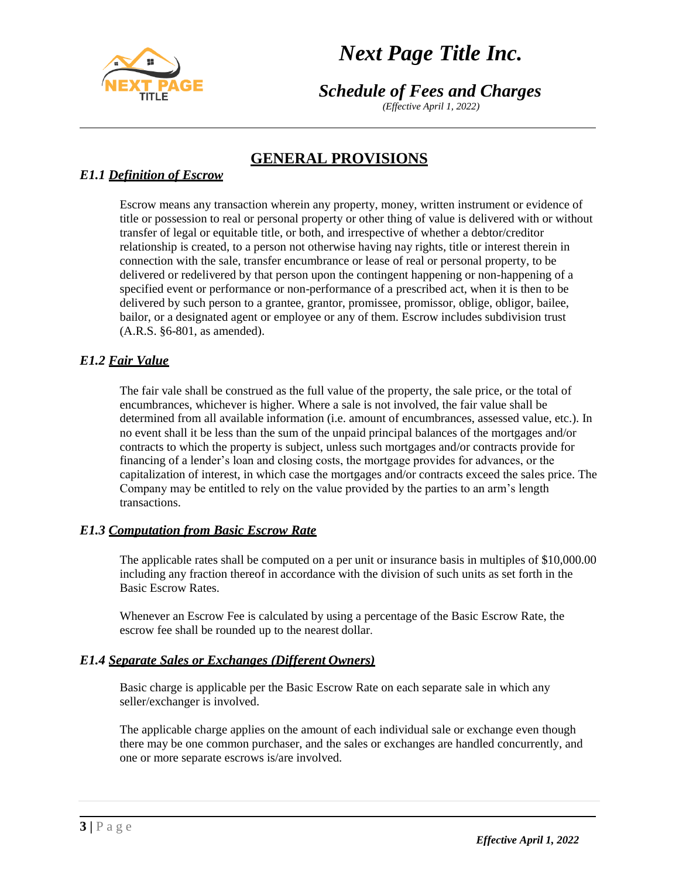## GENERAL PROVISIONS

### *E1.1 Definition of Escrow*

Escrow means any transaction wherein any property, money, written instrument or evidence of title or possession to real or personal property or other thing of value is delivered with or without transfer of legal or equitable title, or both, and irrespective of whether a debtor/creditor relationship is created, to a person not otherwise having nay rights, title or interest therein in connection with the sale, transfer encumbrance or lease of real or personal property, to be delivered or redelivered by that person upon the contingent happening or non-happening of a specified event or performance or non-performance of a prescribed act, when it is then to be delivered by such person to a grantee, grantor, promissee, promissor, oblige, obligor, bailee, bailor, or a designated agent or employee or any of them. Escrow includes subdivision trust (A.R.S. §6-801, as amended).

### *E1.2 Fair Value*

The fair vale shall be construed as the full value of the property, the sale price, or the total of encumbrances, whichever is higher. Where a sale is not involved, the fair value shall be determined from all available information (i.e. amount of encumbrances, assessed value, etc.). In no event shall it be less than the sum of the unpaid principal balances of the mortgages and/or contracts to which the property is subject, unless such mortgages and/or contracts provide for financing of a lender's loan and closing costs, the mortgage provides for advances, or the capitalization of interest, in which case the mortgages and/or contracts exceed the sales price. The Company may be entitled to rely on the value provided by the parties to an arm's length transactions.

### *E1.3 Computation from Basic Escrow Rate*

The applicable rates shall be computed on a per unit or insurance basis in multiples of $10,000.00 including any fraction thereof in accordance with the division of such units as set forth in the Basic Escrow Rates.

Whenever an Escrow Fee is calculated by using a percentage of the Basic Escrow Rate, the escrow fee shall be rounded up to the nearest dollar.

### *E1.4 Separate Sales or Exchanges (Different Owners)*

Basic charge is applicable per the Basic Escrow Rate on each separate sale in which any seller/exchanger is involved.

The applicable charge applies on the amount of each individual sale or exchange even though there may be one common purchaser, and the sales or exchanges are handled concurrently, and one or more separate escrows is/are involved.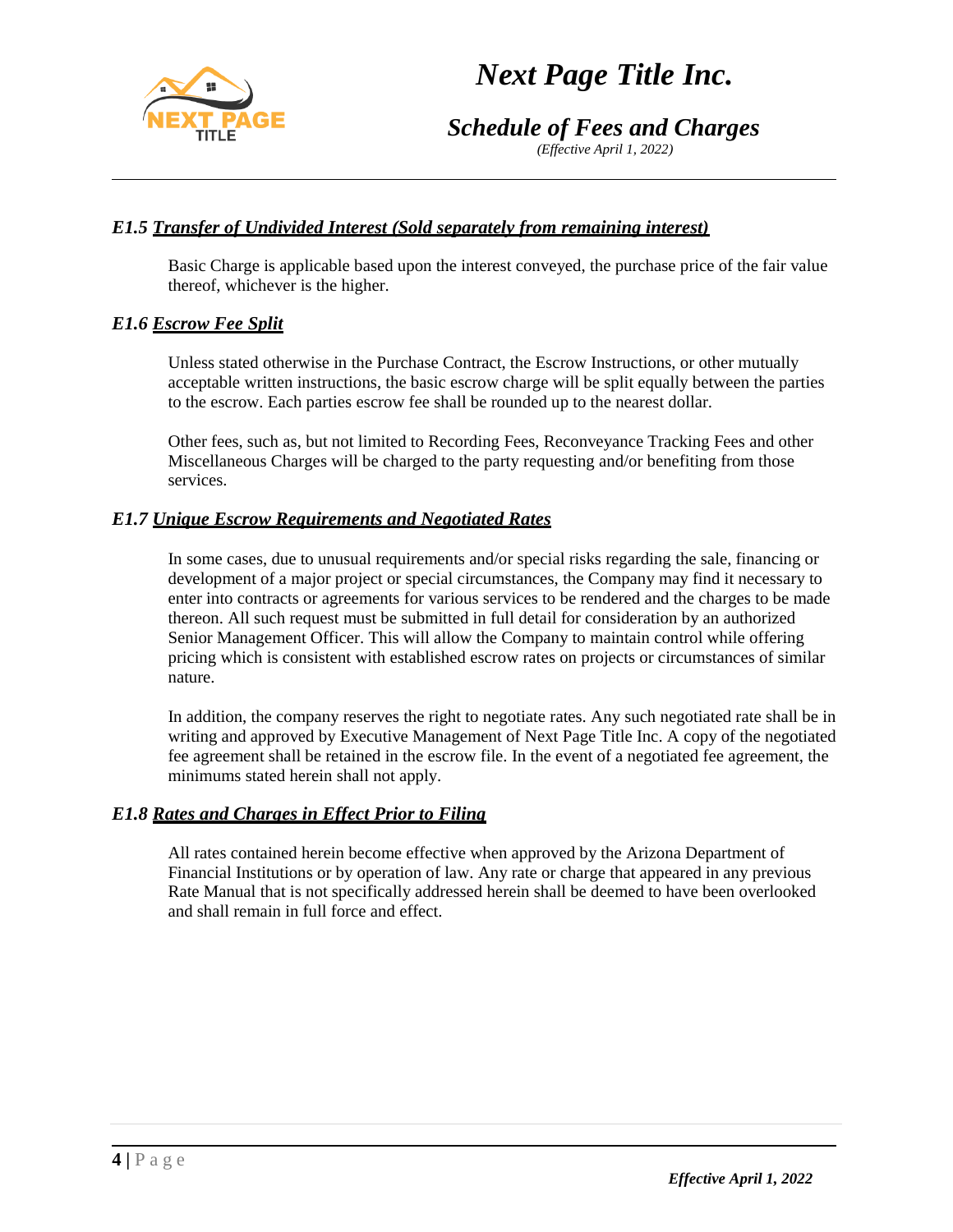### *E1.5 Transfer of Undivided Interest (Sold separately from remaining interest)*

Basic Charge is applicable based upon the interest conveyed, the purchase price of the fair value thereof, whichever is the higher.

### *E1.6 Escrow Fee Split*

Unless stated otherwise in the Purchase Contract, the Escrow Instructions, or other mutually acceptable written instructions, the basic escrow charge will be split equally between the parties to the escrow. Each parties escrow fee shall be rounded up to the nearest dollar.

Other fees, such as, but not limited to Recording Fees, Reconveyance Tracking Fees and other Miscellaneous Charges will be charged to the party requesting and/or benefiting from those services.

### *E1.7 Unique Escrow Requirements and Negotiated Rates*

In some cases, due to unusual requirements and/or special risks regarding the sale, financing or development of a major project or special circumstances, the Company may find it necessary to enter into contracts or agreements for various services to be rendered and the charges to be made thereon. All such request must be submitted in full detail for consideration by an authorized Senior Management Officer. This will allow the Company to maintain control while offering pricing which is consistent with established escrow rates on projects or circumstances of similar nature.

In addition, the company reserves the right to negotiate rates. Any such negotiated rate shall be in writing and approved by Executive Management of Next Page Title Inc. A copy of the negotiated fee agreement shall be retained in the escrow file. In the event of a negotiated fee agreement, the minimums stated herein shall not apply.

### *E1.8 Rates and Charges in Effect Prior to Filing*

All rates contained herein become effective when approved by the Arizona Department of Financial Institutions or by operation of law. Any rate or charge that appeared in any previous Rate Manual that is not specifically addressed herein shall be deemed to have been overlooked and shall remain in full force and effect.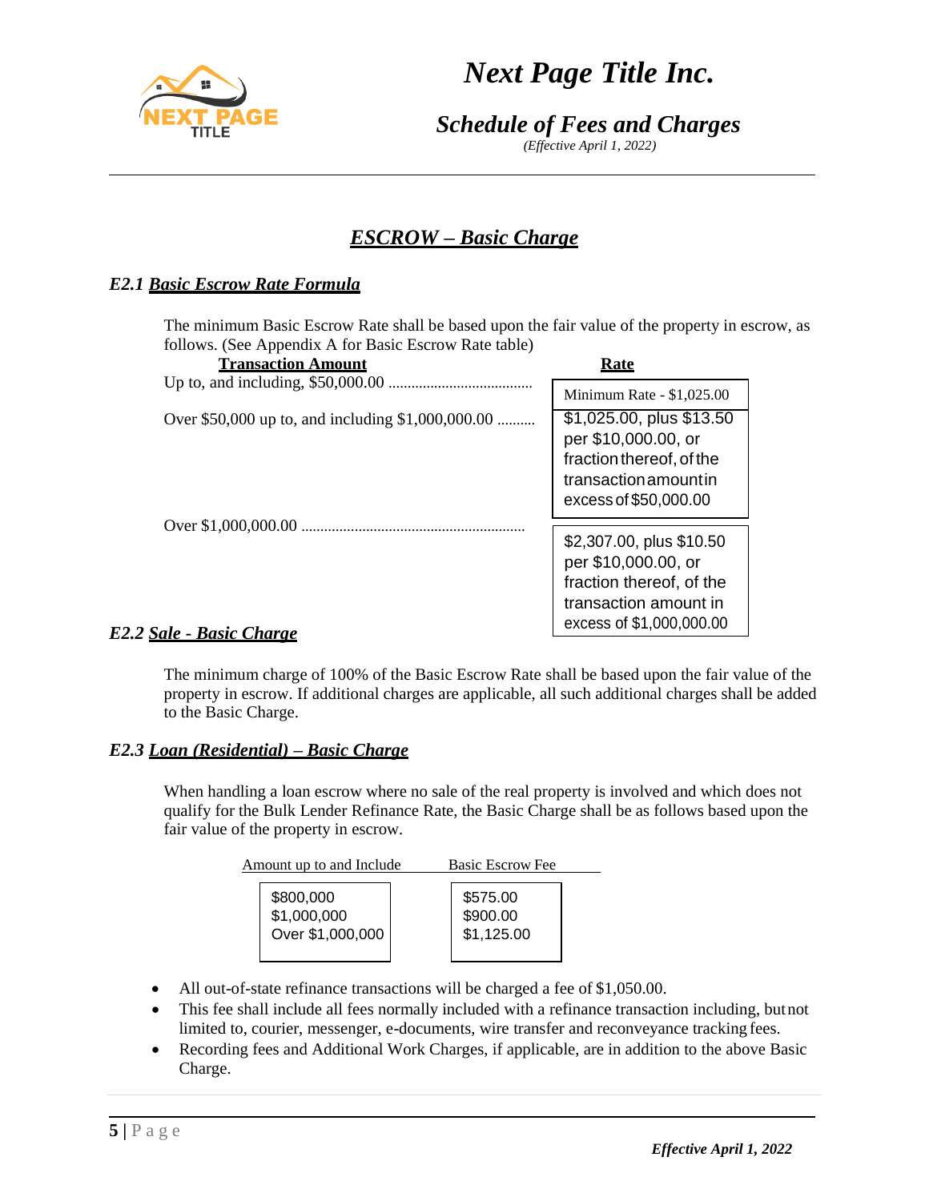## *ESCROW – Basic Charge*

### *E2.1 Basic Escrow Rate Formula*

The minimum Basic Escrow Rate shall be based upon the fair value of the property in escrow, as follows. (See Appendix A for Basic Escrow Rate table)

| Transaction Amount | Rate |
|---|---|
| Up to, and including, $50,000.00 | Minimum Rate - $1,025.00 |
| Over $50,000 up to, and including $1,000,000.00 | $1,025.00, plus $13.50 per $10,000.00, or fraction thereof, of the transaction amount in excess of $50,000.00 |
| Over $1,000,000.00 | $2,307.00, plus $10.50 per $10,000.00, or fraction thereof, of the transaction amount in excess of $1,000,000.00 |

### *E2.2 Sale - Basic Charge*

The minimum charge of 100% of the Basic Escrow Rate shall be based upon the fair value of the property in escrow. If additional charges are applicable, all such additional charges shall be added to the Basic Charge.

### *E2.3 Loan (Residential) – Basic Charge*

When handling a loan escrow where no sale of the real property is involved and which does not qualify for the Bulk Lender Refinance Rate, the Basic Charge shall be as follows based upon the fair value of the property in escrow.

| Amount up to and Include | Basic Escrow Fee |
|---|---|
| $800,000 | $575.00 |
| $1,000,000 | $900.00 |
| Over $1,000,000 | $1,125.00 |

- All out-of-state refinance transactions will be charged a fee of $1,050.00.
- This fee shall include all fees normally included with a refinance transaction including, but not limited to, courier, messenger, e-documents, wire transfer and reconveyance tracking fees.
- Recording fees and Additional Work Charges, if applicable, are in addition to the above Basic Charge.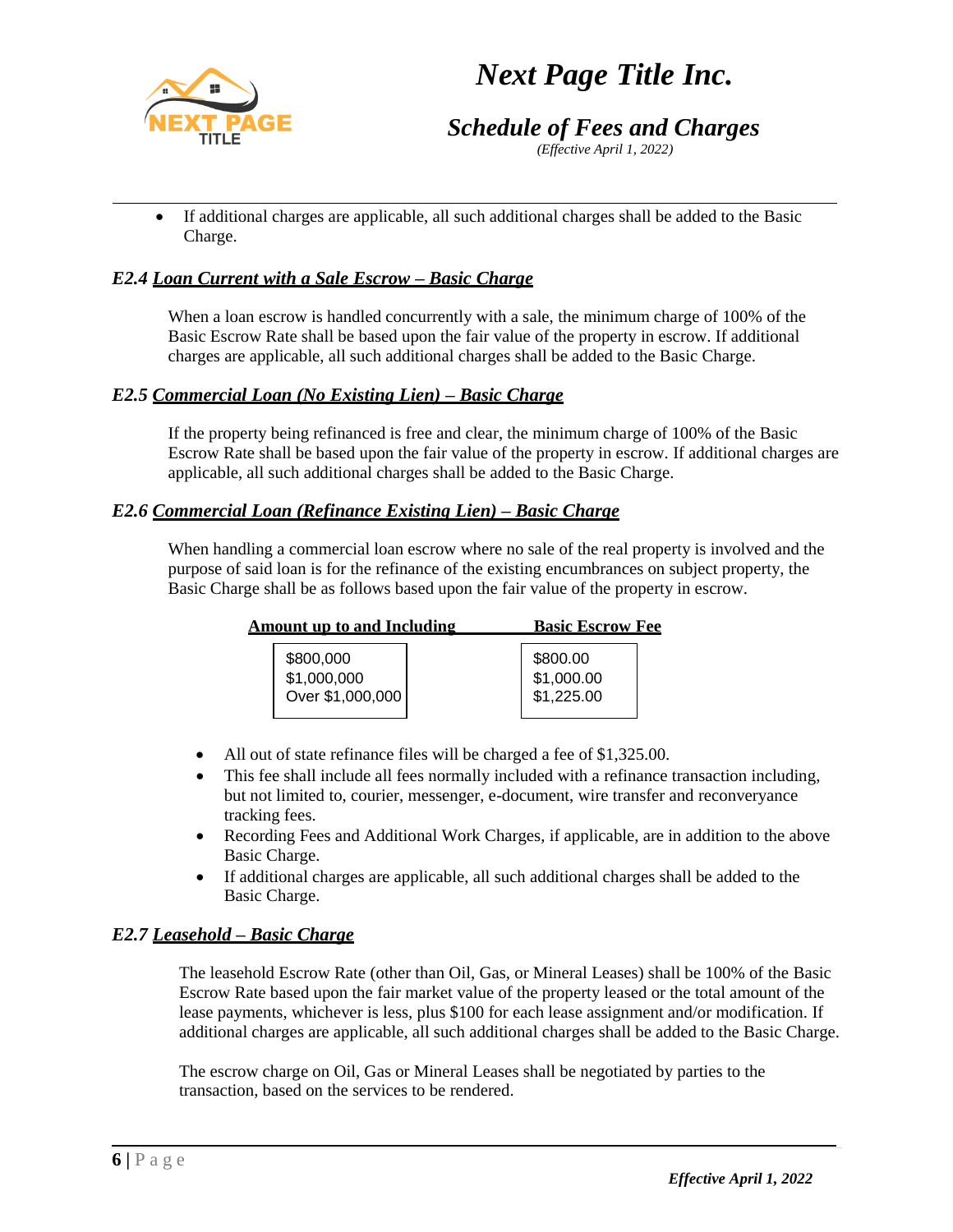- If additional charges are applicable, all such additional charges shall be added to the Basic Charge.

### *E2.4 Loan Current with a Sale Escrow – Basic Charge*

When a loan escrow is handled concurrently with a sale, the minimum charge of 100% of the Basic Escrow Rate shall be based upon the fair value of the property in escrow. If additional charges are applicable, all such additional charges shall be added to the Basic Charge.

### *E2.5 Commercial Loan (No Existing Lien) – Basic Charge*

If the property being refinanced is free and clear, the minimum charge of 100% of the Basic Escrow Rate shall be based upon the fair value of the property in escrow. If additional charges are applicable, all such additional charges shall be added to the Basic Charge.

### *E2.6 Commercial Loan (Refinance Existing Lien) – Basic Charge*

When handling a commercial loan escrow where no sale of the real property is involved and the purpose of said loan is for the refinance of the existing encumbrances on subject property, the Basic Charge shall be as follows based upon the fair value of the property in escrow.

| Amount up to and Including | Basic Escrow Fee |
|---|---|
| $800,000 | $800.00 |
| $1,000,000 | $1,000.00 |
| Over $1,000,000 | $1,225.00 |

- All out of state refinance files will be charged a fee of $1,325.00.
- This fee shall include all fees normally included with a refinance transaction including, but not limited to, courier, messenger, e-document, wire transfer and reconveyance tracking fees.
- Recording Fees and Additional Work Charges, if applicable, are in addition to the above Basic Charge.
- If additional charges are applicable, all such additional charges shall be added to the Basic Charge.

### *E2.7 Leasehold – Basic Charge*

The leasehold Escrow Rate (other than Oil, Gas, or Mineral Leases) shall be 100% of the Basic Escrow Rate based upon the fair market value of the property leased or the total amount of the lease payments, whichever is less, plus $100 for each lease assignment and/or modification. If additional charges are applicable, all such additional charges shall be added to the Basic Charge.

The escrow charge on Oil, Gas or Mineral Leases shall be negotiated by parties to the transaction, based on the services to be rendered.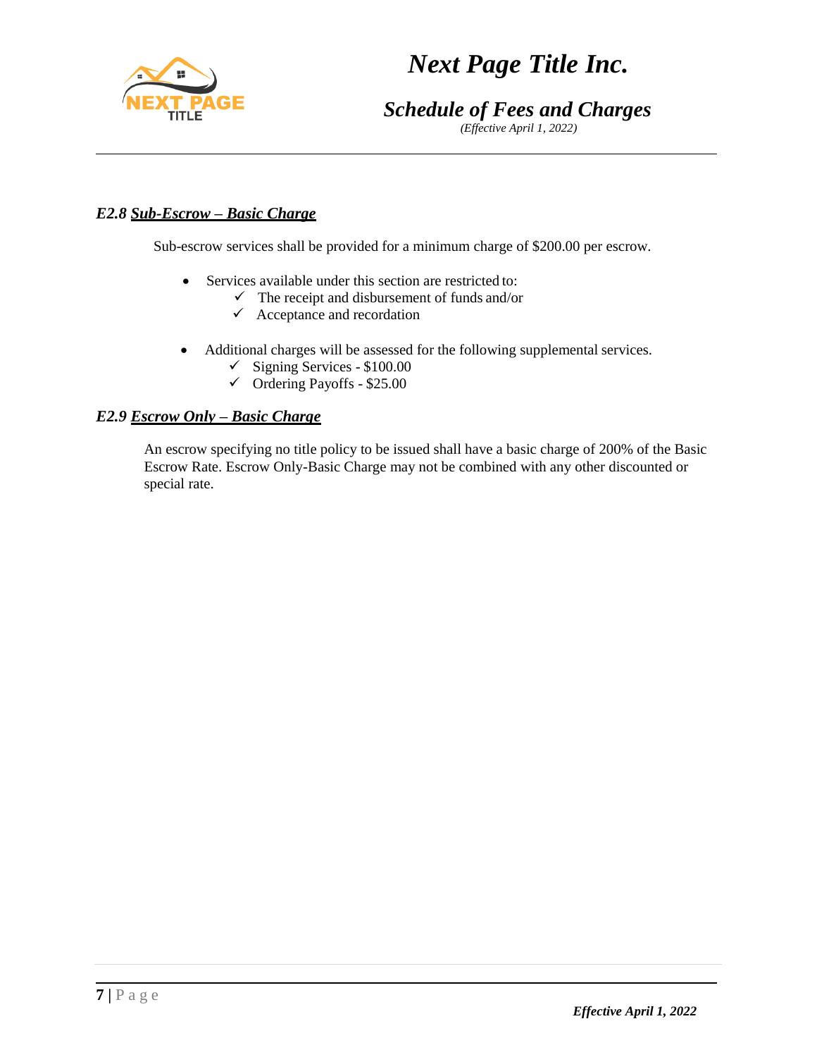### *E2.8 Sub-Escrow – Basic Charge*

Sub-escrow services shall be provided for a minimum charge of $200.00 per escrow.

- Services available under this section are restricted to:
  - ✓ The receipt and disbursement of funds and/or
  - ✓ Acceptance and recordation
- Additional charges will be assessed for the following supplemental services.
  - ✓ Signing Services - $100.00
  - ✓ Ordering Payoffs - $25.00

### *E2.9 Escrow Only – Basic Charge*

An escrow specifying no title policy to be issued shall have a basic charge of 200% of the Basic Escrow Rate. Escrow Only-Basic Charge may not be combined with any other discounted or special rate.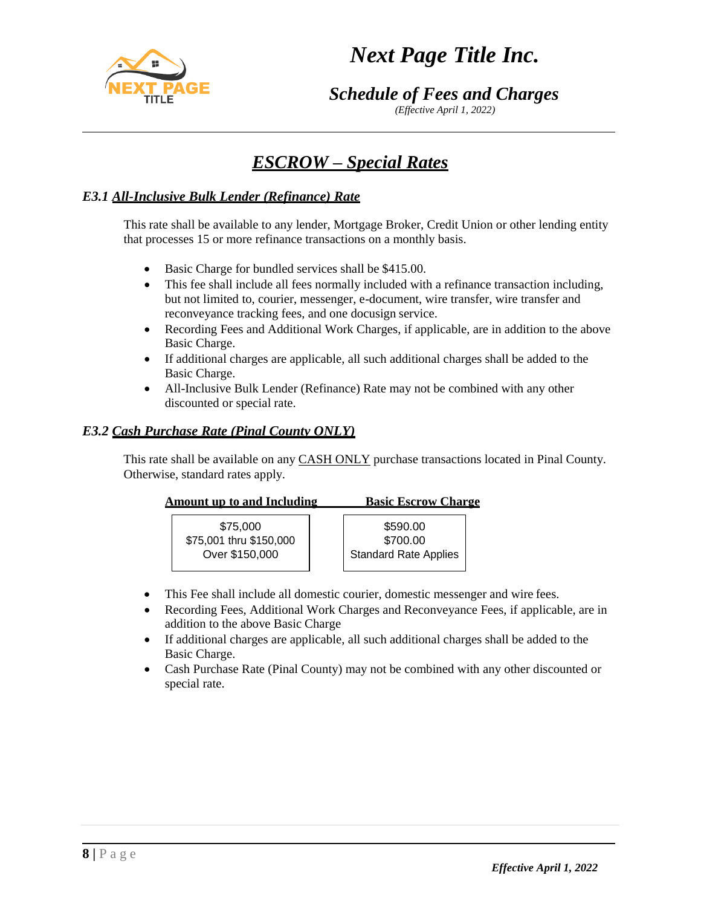## *ESCROW – Special Rates*

### *E3.1 All-Inclusive Bulk Lender (Refinance) Rate*

This rate shall be available to any lender, Mortgage Broker, Credit Union or other lending entity that processes 15 or more refinance transactions on a monthly basis.

- Basic Charge for bundled services shall be $415.00.
- This fee shall include all fees normally included with a refinance transaction including, but not limited to, courier, messenger, e-document, wire transfer, wire transfer and reconveyance tracking fees, and one docusign service.
- Recording Fees and Additional Work Charges, if applicable, are in addition to the above Basic Charge.
- If additional charges are applicable, all such additional charges shall be added to the Basic Charge.
- All-Inclusive Bulk Lender (Refinance) Rate may not be combined with any other discounted or special rate.

### *E3.2 Cash Purchase Rate (Pinal County ONLY)*

This rate shall be available on any CASH ONLY purchase transactions located in Pinal County. Otherwise, standard rates apply.

| Amount up to and Including | Basic Escrow Charge |
|---|---|
| $75,000 | $590.00 |
| $75,001 thru $150,000 | $700.00 |
| Over $150,000 | Standard Rate Applies |

- This Fee shall include all domestic courier, domestic messenger and wire fees.
- Recording Fees, Additional Work Charges and Reconveyance Fees, if applicable, are in addition to the above Basic Charge
- If additional charges are applicable, all such additional charges shall be added to the Basic Charge.
- Cash Purchase Rate (Pinal County) may not be combined with any other discounted or special rate.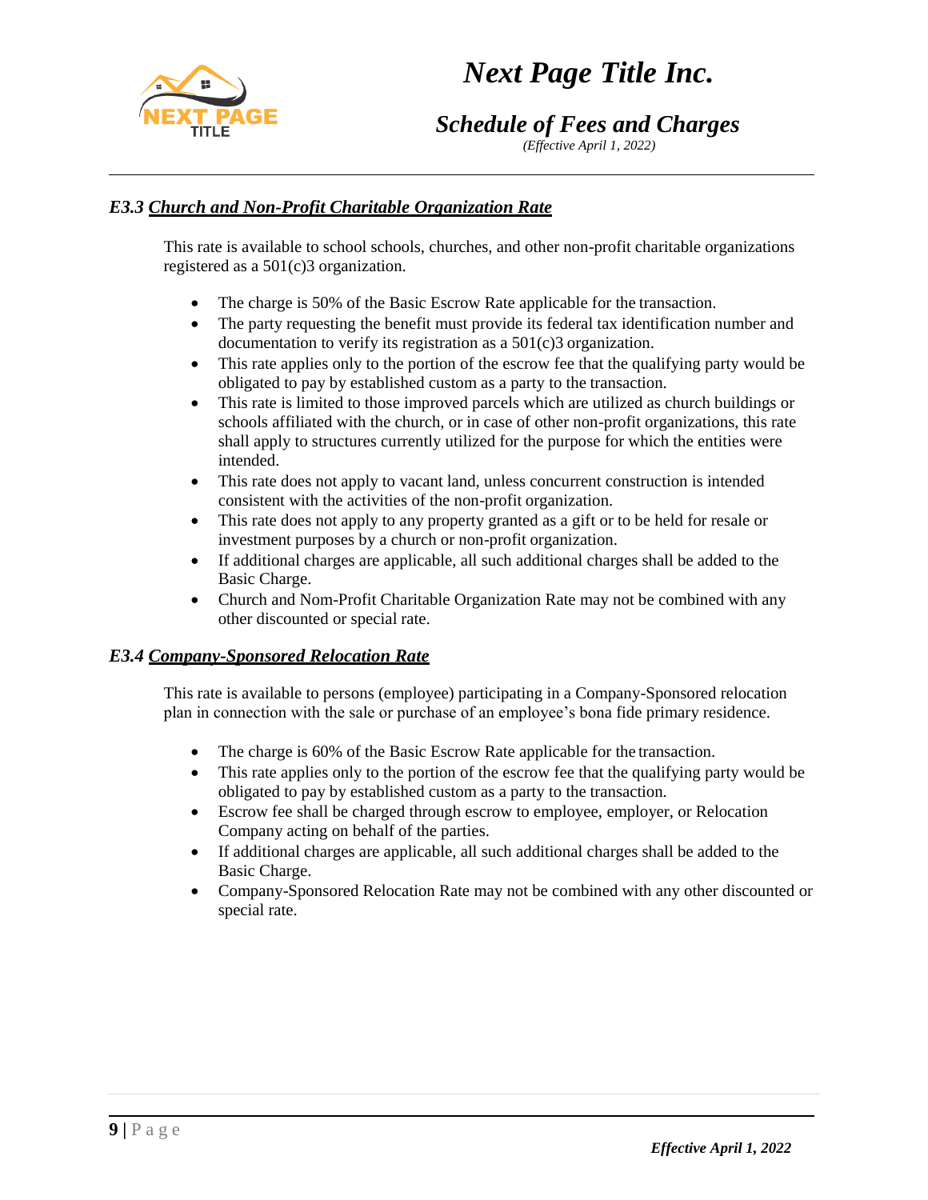### *E3.3 Church and Non-Profit Charitable Organization Rate*

This rate is available to school schools, churches, and other non-profit charitable organizations registered as a 501(c)3 organization.

- The charge is 50% of the Basic Escrow Rate applicable for the transaction.
- The party requesting the benefit must provide its federal tax identification number and documentation to verify its registration as a 501(c)3 organization.
- This rate applies only to the portion of the escrow fee that the qualifying party would be obligated to pay by established custom as a party to the transaction.
- This rate is limited to those improved parcels which are utilized as church buildings or schools affiliated with the church, or in case of other non-profit organizations, this rate shall apply to structures currently utilized for the purpose for which the entities were intended.
- This rate does not apply to vacant land, unless concurrent construction is intended consistent with the activities of the non-profit organization.
- This rate does not apply to any property granted as a gift or to be held for resale or investment purposes by a church or non-profit organization.
- If additional charges are applicable, all such additional charges shall be added to the Basic Charge.
- Church and Nom-Profit Charitable Organization Rate may not be combined with any other discounted or special rate.

### *E3.4 Company-Sponsored Relocation Rate*

This rate is available to persons (employee) participating in a Company-Sponsored relocation plan in connection with the sale or purchase of an employee's bona fide primary residence.

- The charge is 60% of the Basic Escrow Rate applicable for the transaction.
- This rate applies only to the portion of the escrow fee that the qualifying party would be obligated to pay by established custom as a party to the transaction.
- Escrow fee shall be charged through escrow to employee, employer, or Relocation Company acting on behalf of the parties.
- If additional charges are applicable, all such additional charges shall be added to the Basic Charge.
- Company-Sponsored Relocation Rate may not be combined with any other discounted or special rate.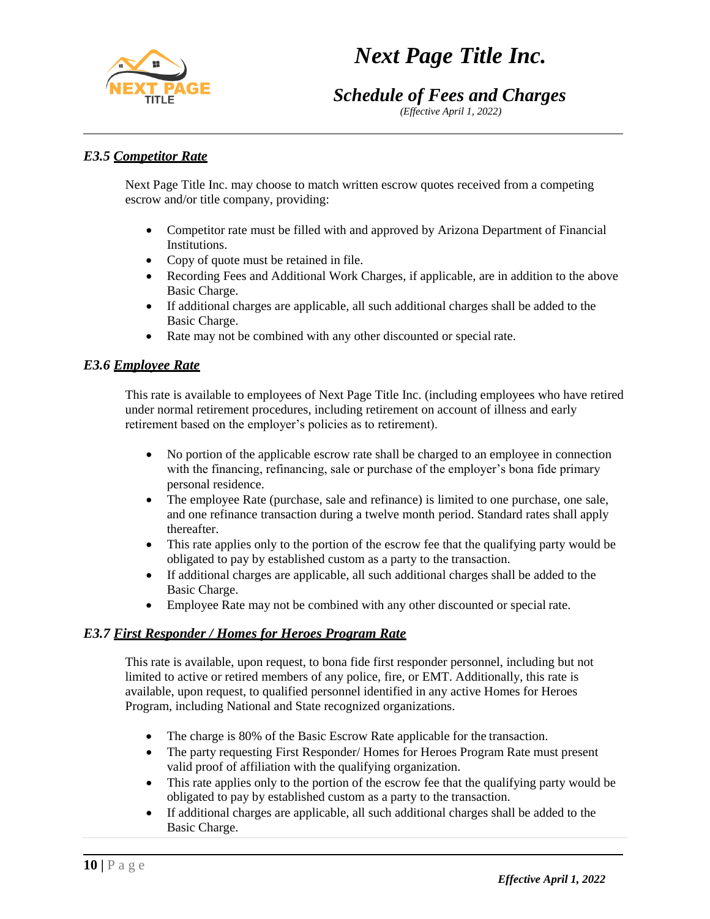### *E3.5 Competitor Rate*

Next Page Title Inc. may choose to match written escrow quotes received from a competing escrow and/or title company, providing:

- Competitor rate must be filled with and approved by Arizona Department of Financial Institutions.
- Copy of quote must be retained in file.
- Recording Fees and Additional Work Charges, if applicable, are in addition to the above Basic Charge.
- If additional charges are applicable, all such additional charges shall be added to the Basic Charge.
- Rate may not be combined with any other discounted or special rate.

### *E3.6 Employee Rate*

This rate is available to employees of Next Page Title Inc. (including employees who have retired under normal retirement procedures, including retirement on account of illness and early retirement based on the employer's policies as to retirement).

- No portion of the applicable escrow rate shall be charged to an employee in connection with the financing, refinancing, sale or purchase of the employer's bona fide primary personal residence.
- The employee Rate (purchase, sale and refinance) is limited to one purchase, one sale, and one refinance transaction during a twelve month period. Standard rates shall apply thereafter.
- This rate applies only to the portion of the escrow fee that the qualifying party would be obligated to pay by established custom as a party to the transaction.
- If additional charges are applicable, all such additional charges shall be added to the Basic Charge.
- Employee Rate may not be combined with any other discounted or special rate.

### *E3.7 First Responder / Homes for Heroes Program Rate*

This rate is available, upon request, to bona fide first responder personnel, including but not limited to active or retired members of any police, fire, or EMT. Additionally, this rate is available, upon request, to qualified personnel identified in any active Homes for Heroes Program, including National and State recognized organizations.

- The charge is 80% of the Basic Escrow Rate applicable for the transaction.
- The party requesting First Responder/ Homes for Heroes Program Rate must present valid proof of affiliation with the qualifying organization.
- This rate applies only to the portion of the escrow fee that the qualifying party would be obligated to pay by established custom as a party to the transaction.
- If additional charges are applicable, all such additional charges shall be added to the Basic Charge.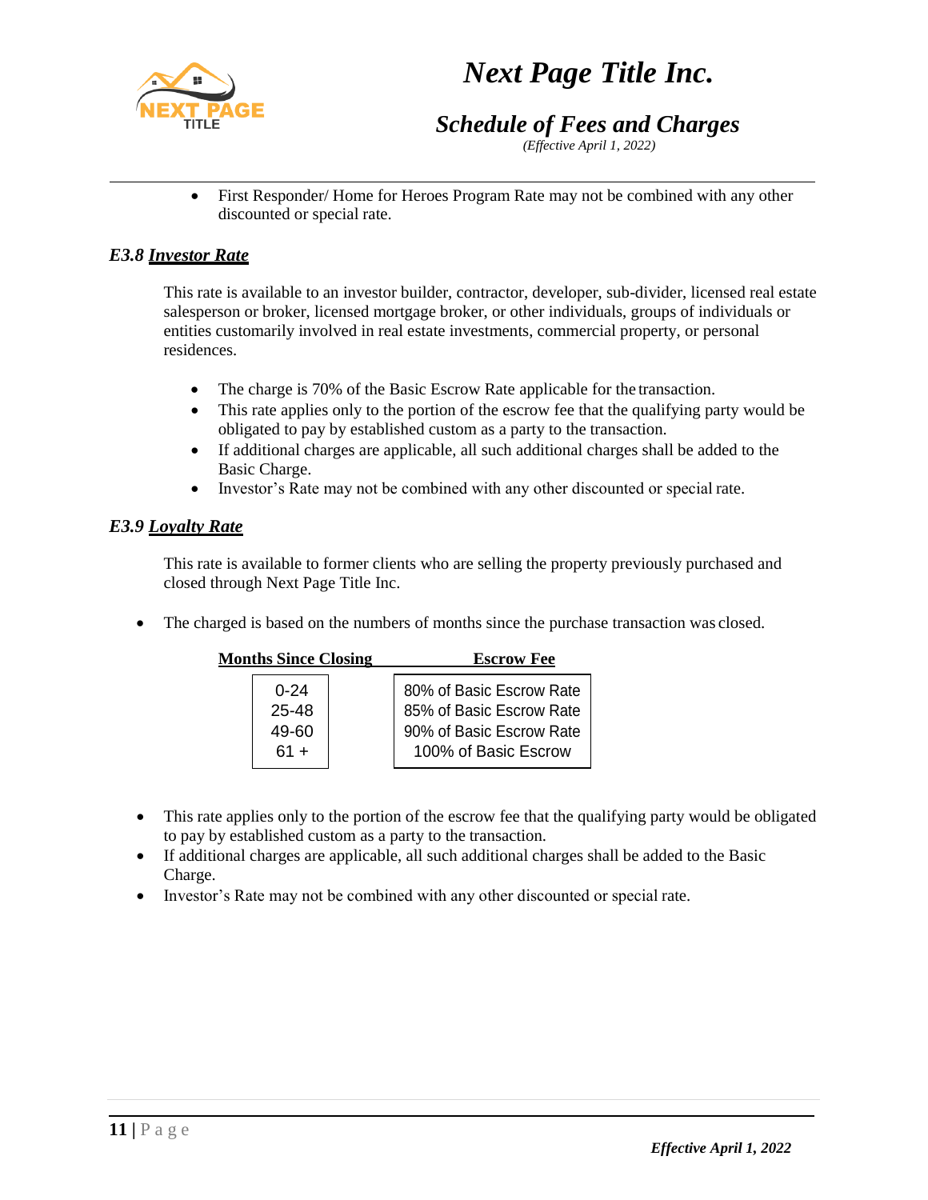- First Responder/ Home for Heroes Program Rate may not be combined with any other discounted or special rate.

### *E3.8 **Investor Rate***

This rate is available to an investor builder, contractor, developer, sub-divider, licensed real estate salesperson or broker, licensed mortgage broker, or other individuals, groups of individuals or entities customarily involved in real estate investments, commercial property, or personal residences.

- The charge is 70% of the Basic Escrow Rate applicable for the transaction.
- This rate applies only to the portion of the escrow fee that the qualifying party would be obligated to pay by established custom as a party to the transaction.
- If additional charges are applicable, all such additional charges shall be added to the Basic Charge.
- Investor's Rate may not be combined with any other discounted or special rate.

### *E3.9 **Loyalty Rate***

This rate is available to former clients who are selling the property previously purchased and closed through Next Page Title Inc.

- The charged is based on the numbers of months since the purchase transaction was closed.

| Months Since Closing | Escrow Fee |
|---|---|
| 0-24 | 80% of Basic Escrow Rate |
| 25-48 | 85% of Basic Escrow Rate |
| 49-60 | 90% of Basic Escrow Rate |
| 61 + | 100% of Basic Escrow |

- This rate applies only to the portion of the escrow fee that the qualifying party would be obligated to pay by established custom as a party to the transaction.
- If additional charges are applicable, all such additional charges shall be added to the Basic Charge.
- Investor's Rate may not be combined with any other discounted or special rate.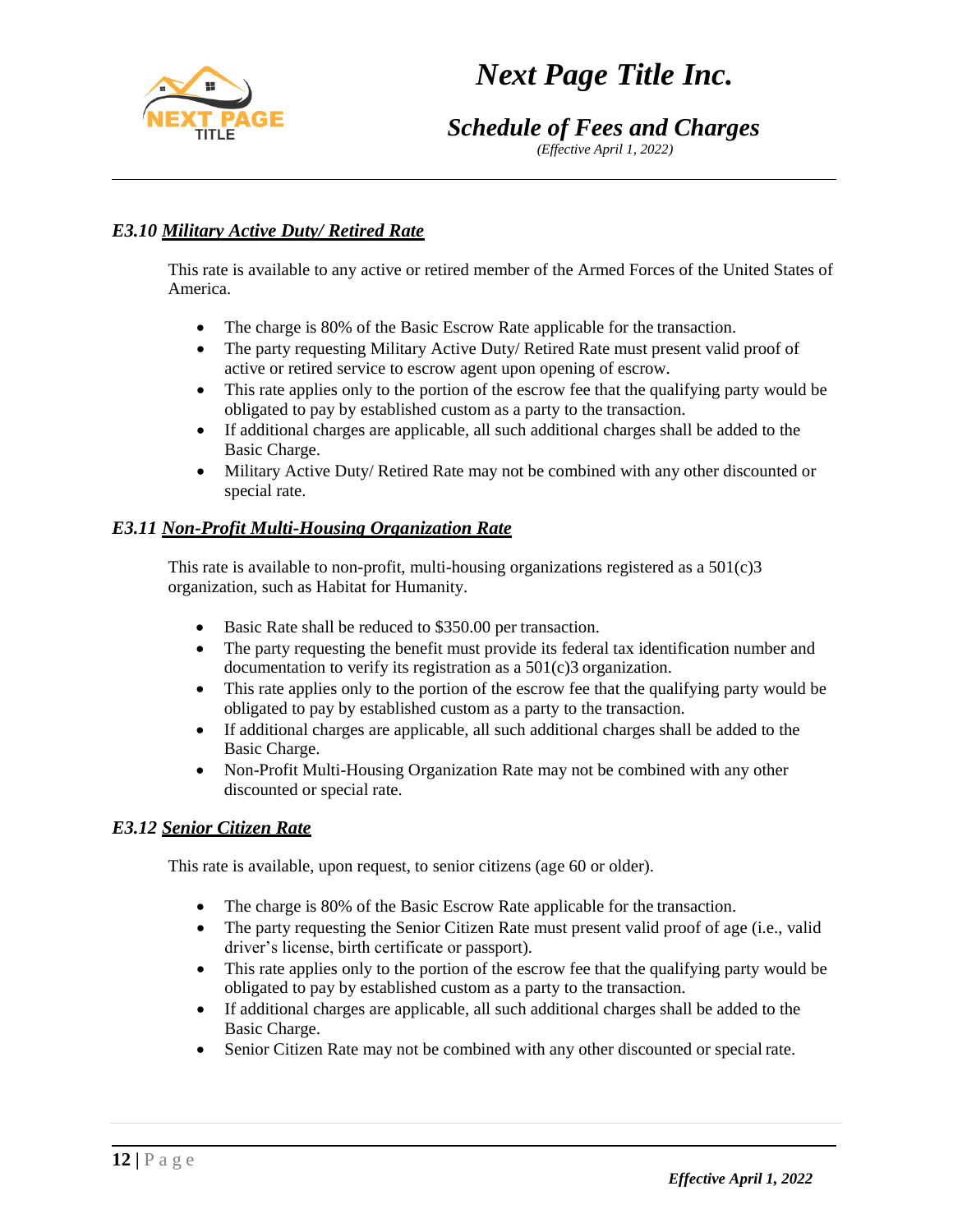### *E3.10 **Military Active Duty/ Retired Rate***

This rate is available to any active or retired member of the Armed Forces of the United States of America.

- The charge is 80% of the Basic Escrow Rate applicable for the transaction.
- The party requesting Military Active Duty/ Retired Rate must present valid proof of active or retired service to escrow agent upon opening of escrow.
- This rate applies only to the portion of the escrow fee that the qualifying party would be obligated to pay by established custom as a party to the transaction.
- If additional charges are applicable, all such additional charges shall be added to the Basic Charge.
- Military Active Duty/ Retired Rate may not be combined with any other discounted or special rate.

### *E3.11 **Non-Profit Multi-Housing Organization Rate***

This rate is available to non-profit, multi-housing organizations registered as a 501(c)3 organization, such as Habitat for Humanity.

- Basic Rate shall be reduced to $350.00 per transaction.
- The party requesting the benefit must provide its federal tax identification number and documentation to verify its registration as a 501(c)3 organization.
- This rate applies only to the portion of the escrow fee that the qualifying party would be obligated to pay by established custom as a party to the transaction.
- If additional charges are applicable, all such additional charges shall be added to the Basic Charge.
- Non-Profit Multi-Housing Organization Rate may not be combined with any other discounted or special rate.

### *E3.12 **Senior Citizen Rate***

This rate is available, upon request, to senior citizens (age 60 or older).

- The charge is 80% of the Basic Escrow Rate applicable for the transaction.
- The party requesting the Senior Citizen Rate must present valid proof of age (i.e., valid driver's license, birth certificate or passport).
- This rate applies only to the portion of the escrow fee that the qualifying party would be obligated to pay by established custom as a party to the transaction.
- If additional charges are applicable, all such additional charges shall be added to the Basic Charge.
- Senior Citizen Rate may not be combined with any other discounted or special rate.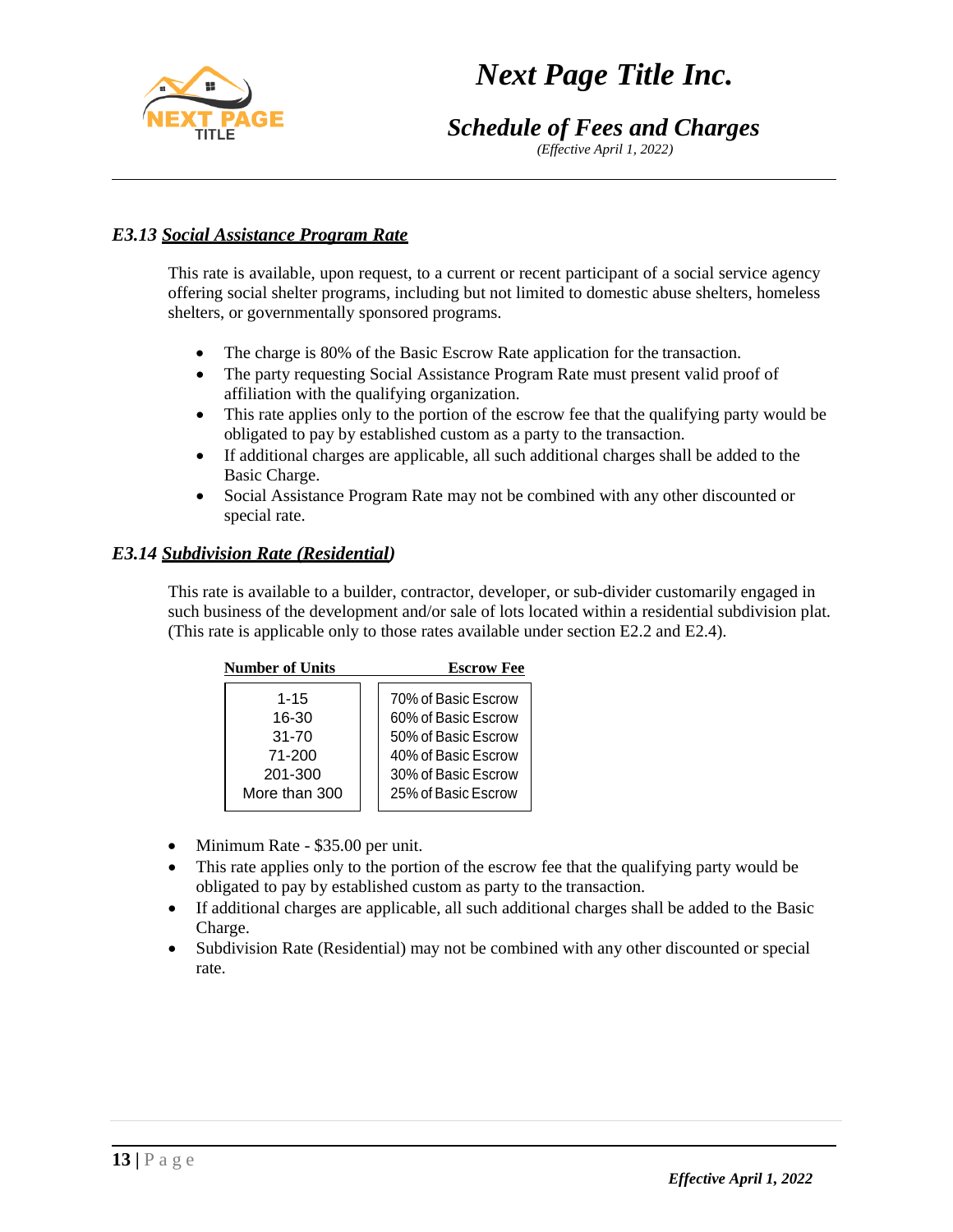### *E3.13 Social Assistance Program Rate*

This rate is available, upon request, to a current or recent participant of a social service agency offering social shelter programs, including but not limited to domestic abuse shelters, homeless shelters, or governmentally sponsored programs.

- The charge is 80% of the Basic Escrow Rate application for the transaction.
- The party requesting Social Assistance Program Rate must present valid proof of affiliation with the qualifying organization.
- This rate applies only to the portion of the escrow fee that the qualifying party would be obligated to pay by established custom as a party to the transaction.
- If additional charges are applicable, all such additional charges shall be added to the Basic Charge.
- Social Assistance Program Rate may not be combined with any other discounted or special rate.

### *E3.14 Subdivision Rate (Residential)*

This rate is available to a builder, contractor, developer, or sub-divider customarily engaged in such business of the development and/or sale of lots located within a residential subdivision plat. (This rate is applicable only to those rates available under section E2.2 and E2.4).

| Number of Units | Escrow Fee |
|---|---|
| 1-15 | 70% of Basic Escrow |
| 16-30 | 60% of Basic Escrow |
| 31-70 | 50% of Basic Escrow |
| 71-200 | 40% of Basic Escrow |
| 201-300 | 30% of Basic Escrow |
| More than 300 | 25% of Basic Escrow |

- Minimum Rate - $35.00 per unit.
- This rate applies only to the portion of the escrow fee that the qualifying party would be obligated to pay by established custom as party to the transaction.
- If additional charges are applicable, all such additional charges shall be added to the Basic Charge.
- Subdivision Rate (Residential) may not be combined with any other discounted or special rate.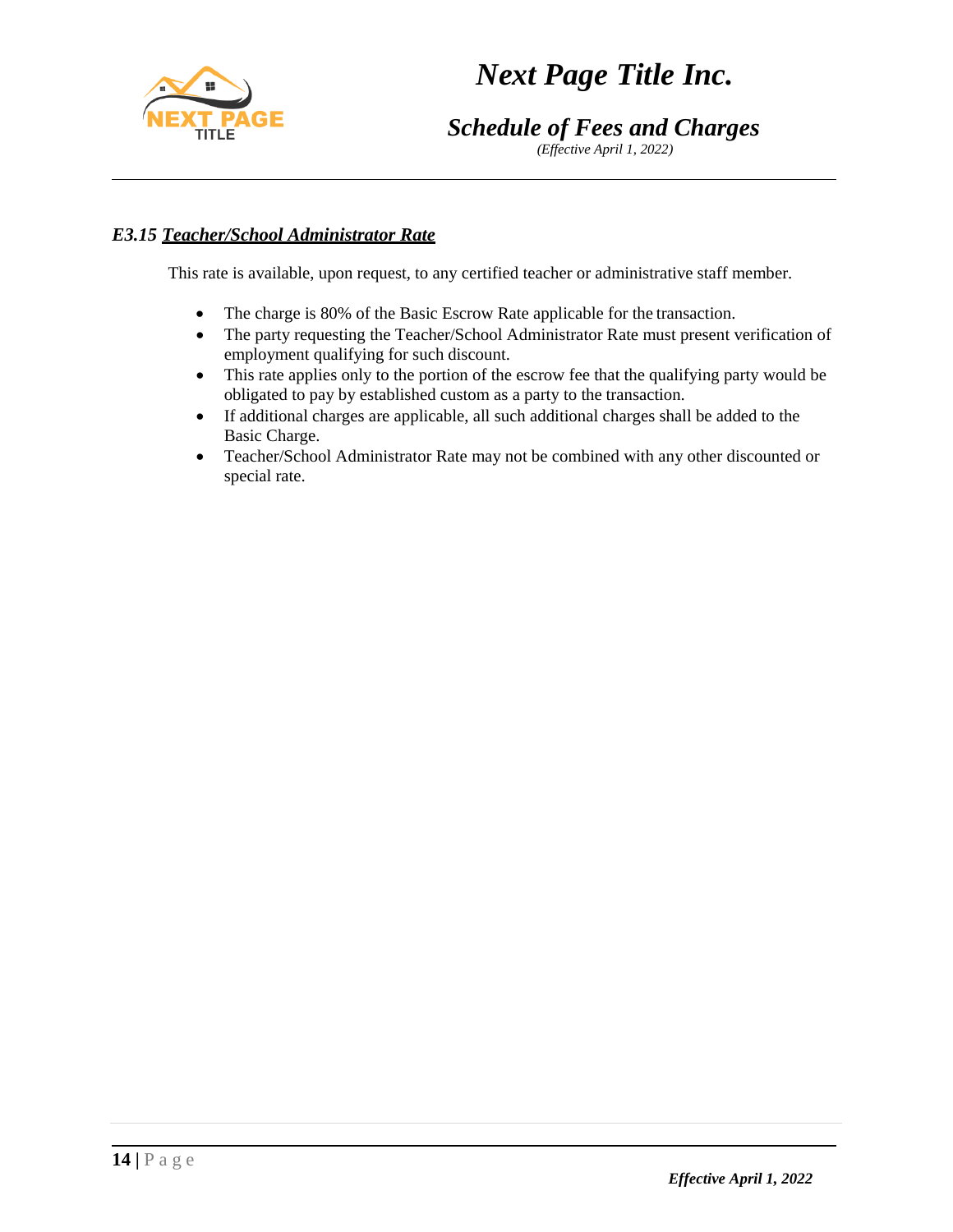### *E3.15 Teacher/School Administrator Rate*

This rate is available, upon request, to any certified teacher or administrative staff member.

- The charge is 80% of the Basic Escrow Rate applicable for the transaction.
- The party requesting the Teacher/School Administrator Rate must present verification of employment qualifying for such discount.
- This rate applies only to the portion of the escrow fee that the qualifying party would be obligated to pay by established custom as a party to the transaction.
- If additional charges are applicable, all such additional charges shall be added to the Basic Charge.
- Teacher/School Administrator Rate may not be combined with any other discounted or special rate.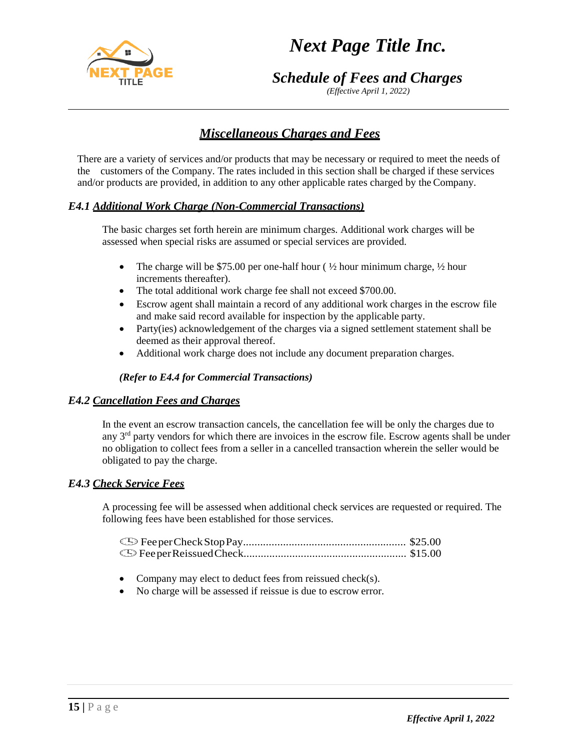## *Miscellaneous Charges and Fees*

There are a variety of services and/or products that may be necessary or required to meet the needs of the customers of the Company. The rates included in this section shall be charged if these services and/or products are provided, in addition to any other applicable rates charged by the Company.

### *E4.1 Additional Work Charge (Non-Commercial Transactions)*

The basic charges set forth herein are minimum charges. Additional work charges will be assessed when special risks are assumed or special services are provided.

- The charge will be $75.00 per one-half hour ( ½ hour minimum charge, ½ hour increments thereafter).
- The total additional work charge fee shall not exceed $700.00.
- Escrow agent shall maintain a record of any additional work charges in the escrow file and make said record available for inspection by the applicable party.
- Party(ies) acknowledgement of the charges via a signed settlement statement shall be deemed as their approval thereof.
- Additional work charge does not include any document preparation charges.

***(Refer to E4.4 for Commercial Transactions)***

### *E4.2 Cancellation Fees and Charges*

In the event an escrow transaction cancels, the cancellation fee will be only the charges due to any 3rd party vendors for which there are invoices in the escrow file. Escrow agents shall be under no obligation to collect fees from a seller in a cancelled transaction wherein the seller would be obligated to pay the charge.

### *E4.3 Check Service Fees*

A processing fee will be assessed when additional check services are requested or required. The following fees have been established for those services.

- Fee per Check Stop Pay......................................................... $25.00
- Fee per Reissued Check......................................................... $15.00

- Company may elect to deduct fees from reissued check(s).
- No charge will be assessed if reissue is due to escrow error.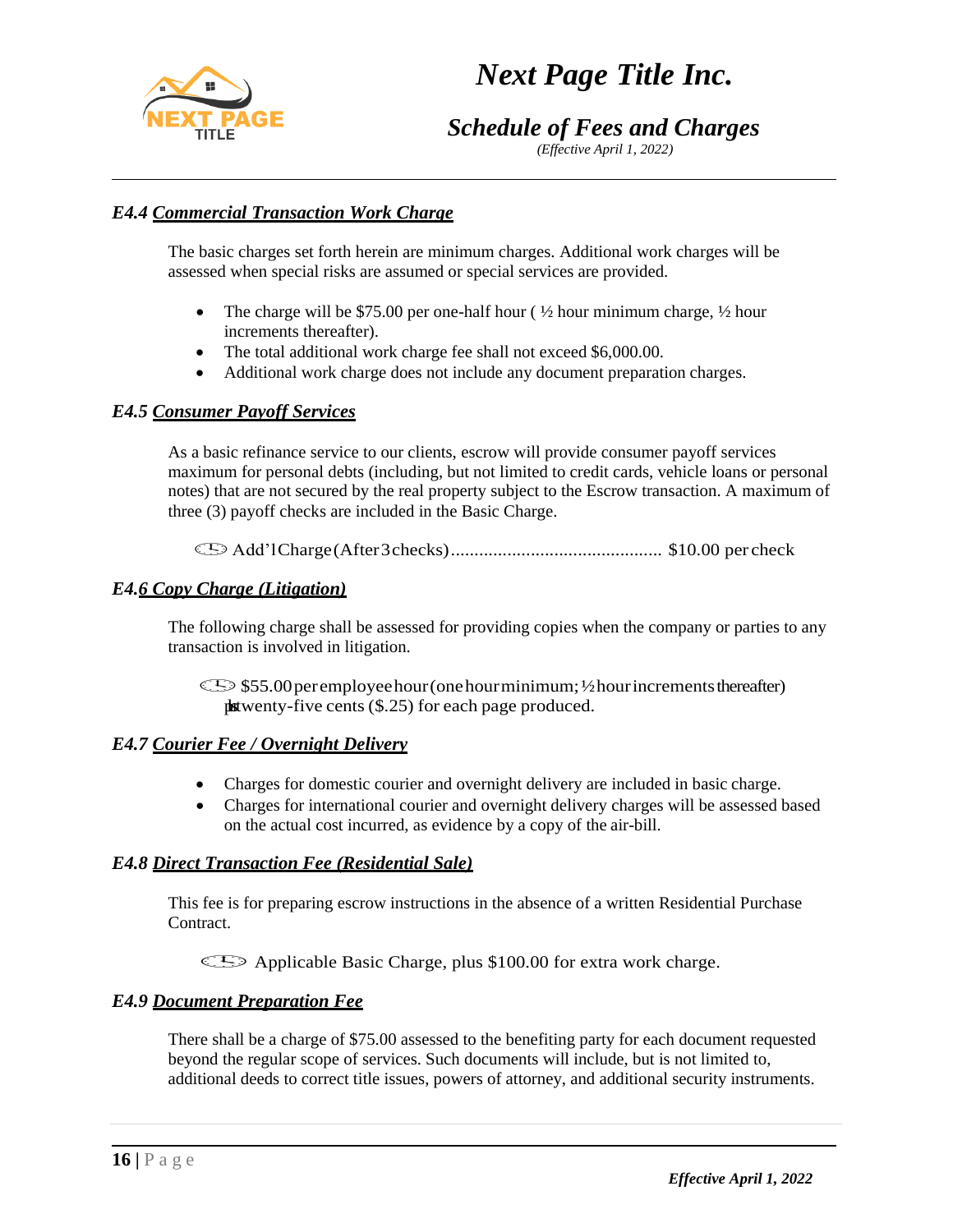### *E4.4 Commercial Transaction Work Charge*

The basic charges set forth herein are minimum charges. Additional work charges will be assessed when special risks are assumed or special services are provided.

- The charge will be $75.00 per one-half hour ( ½ hour minimum charge, ½ hour increments thereafter).
- The total additional work charge fee shall not exceed $6,000.00.
- Additional work charge does not include any document preparation charges.

### *E4.5 Consumer Payoff Services*

As a basic refinance service to our clients, escrow will provide consumer payoff services maximum for personal debts (including, but not limited to credit cards, vehicle loans or personal notes) that are not secured by the real property subject to the Escrow transaction. A maximum of three (3) payoff checks are included in the Basic Charge.

- Add'l Charge (After 3 checks)............................................ $10.00 per check

### *E4.6 Copy Charge (Litigation)*

The following charge shall be assessed for providing copies when the company or parties to any transaction is involved in litigation.

- $55.00 per employee hour (one hour minimum; ½ hour increments thereafter) plus twenty-five cents ($.25) for each page produced.

### *E4.7 Courier Fee / Overnight Delivery*

- Charges for domestic courier and overnight delivery are included in basic charge.
- Charges for international courier and overnight delivery charges will be assessed based on the actual cost incurred, as evidence by a copy of the air-bill.

### *E4.8 Direct Transaction Fee (Residential Sale)*

This fee is for preparing escrow instructions in the absence of a written Residential Purchase Contract.

- Applicable Basic Charge, plus $100.00 for extra work charge.

### *E4.9 Document Preparation Fee*

There shall be a charge of $75.00 assessed to the benefiting party for each document requested beyond the regular scope of services. Such documents will include, but is not limited to, additional deeds to correct title issues, powers of attorney, and additional security instruments.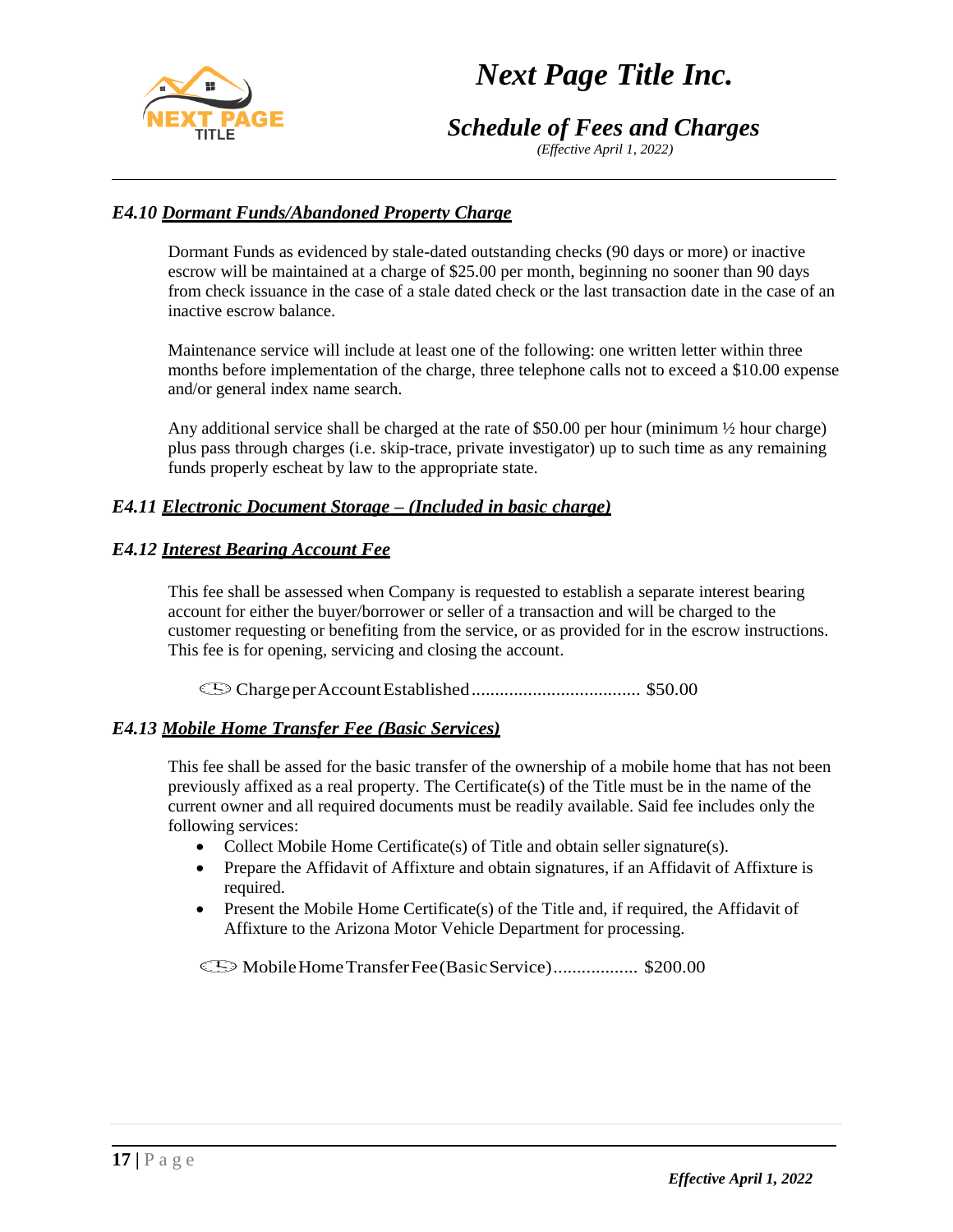### *E4.10 Dormant Funds/Abandoned Property Charge*

Dormant Funds as evidenced by stale-dated outstanding checks (90 days or more) or inactive escrow will be maintained at a charge of $25.00 per month, beginning no sooner than 90 days from check issuance in the case of a stale dated check or the last transaction date in the case of an inactive escrow balance.

Maintenance service will include at least one of the following: one written letter within three months before implementation of the charge, three telephone calls not to exceed a $10.00 expense and/or general index name search.

Any additional service shall be charged at the rate of $50.00 per hour (minimum ½ hour charge) plus pass through charges (i.e. skip-trace, private investigator) up to such time as any remaining funds properly escheat by law to the appropriate state.

### *E4.11 Electronic Document Storage – (Included in basic charge)*

### *E4.12 Interest Bearing Account Fee*

This fee shall be assessed when Company is requested to establish a separate interest bearing account for either the buyer/borrower or seller of a transaction and will be charged to the customer requesting or benefiting from the service, or as provided for in the escrow instructions. This fee is for opening, servicing and closing the account.

- Charge per Account Established .................................... $50.00

### *E4.13 Mobile Home Transfer Fee (Basic Services)*

This fee shall be assed for the basic transfer of the ownership of a mobile home that has not been previously affixed as a real property. The Certificate(s) of the Title must be in the name of the current owner and all required documents must be readily available. Said fee includes only the following services:

- Collect Mobile Home Certificate(s) of Title and obtain seller signature(s).
- Prepare the Affidavit of Affixture and obtain signatures, if an Affidavit of Affixture is required.
- Present the Mobile Home Certificate(s) of the Title and, if required, the Affidavit of Affixture to the Arizona Motor Vehicle Department for processing.

- Mobile Home Transfer Fee (Basic Service) .................. $200.00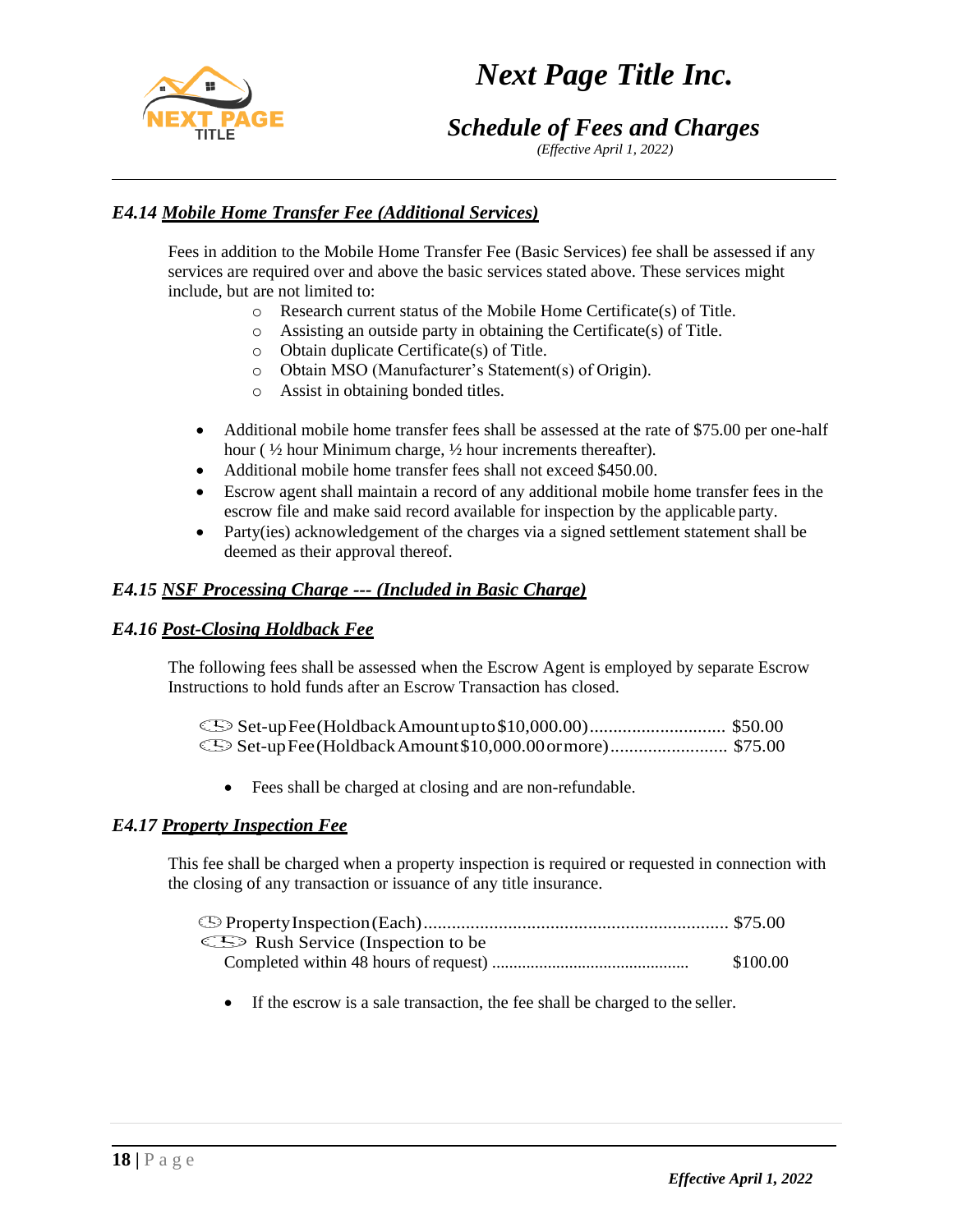### *E4.14 Mobile Home Transfer Fee (Additional Services)*

Fees in addition to the Mobile Home Transfer Fee (Basic Services) fee shall be assessed if any services are required over and above the basic services stated above. These services might include, but are not limited to:

- Research current status of the Mobile Home Certificate(s) of Title.
- Assisting an outside party in obtaining the Certificate(s) of Title.
- Obtain duplicate Certificate(s) of Title.
- Obtain MSO (Manufacturer's Statement(s) of Origin).
- Assist in obtaining bonded titles.

- Additional mobile home transfer fees shall be assessed at the rate of $75.00 per one-half hour ( ½ hour Minimum charge, ½ hour increments thereafter).
- Additional mobile home transfer fees shall not exceed $450.00.
- Escrow agent shall maintain a record of any additional mobile home transfer fees in the escrow file and make said record available for inspection by the applicable party.
- Party(ies) acknowledgement of the charges via a signed settlement statement shall be deemed as their approval thereof.

### *E4.15 NSF Processing Charge --- (Included in Basic Charge)*

### *E4.16 Post-Closing Holdback Fee*

The following fees shall be assessed when the Escrow Agent is employed by separate Escrow Instructions to hold funds after an Escrow Transaction has closed.

Set-up Fee (Holdback Amount up to $10,000.00)............................ $50.00
Set-up Fee (Holdback Amount $10,000.00 or more)......................... $75.00

- Fees shall be charged at closing and are non-refundable.

### *E4.17 Property Inspection Fee*

This fee shall be charged when a property inspection is required or requested in connection with the closing of any transaction or issuance of any title insurance.

Property Inspection (Each)................................................................ $75.00
Rush Service (Inspection to be Completed within 48 hours of request) ............................................. $100.00

- If the escrow is a sale transaction, the fee shall be charged to the seller.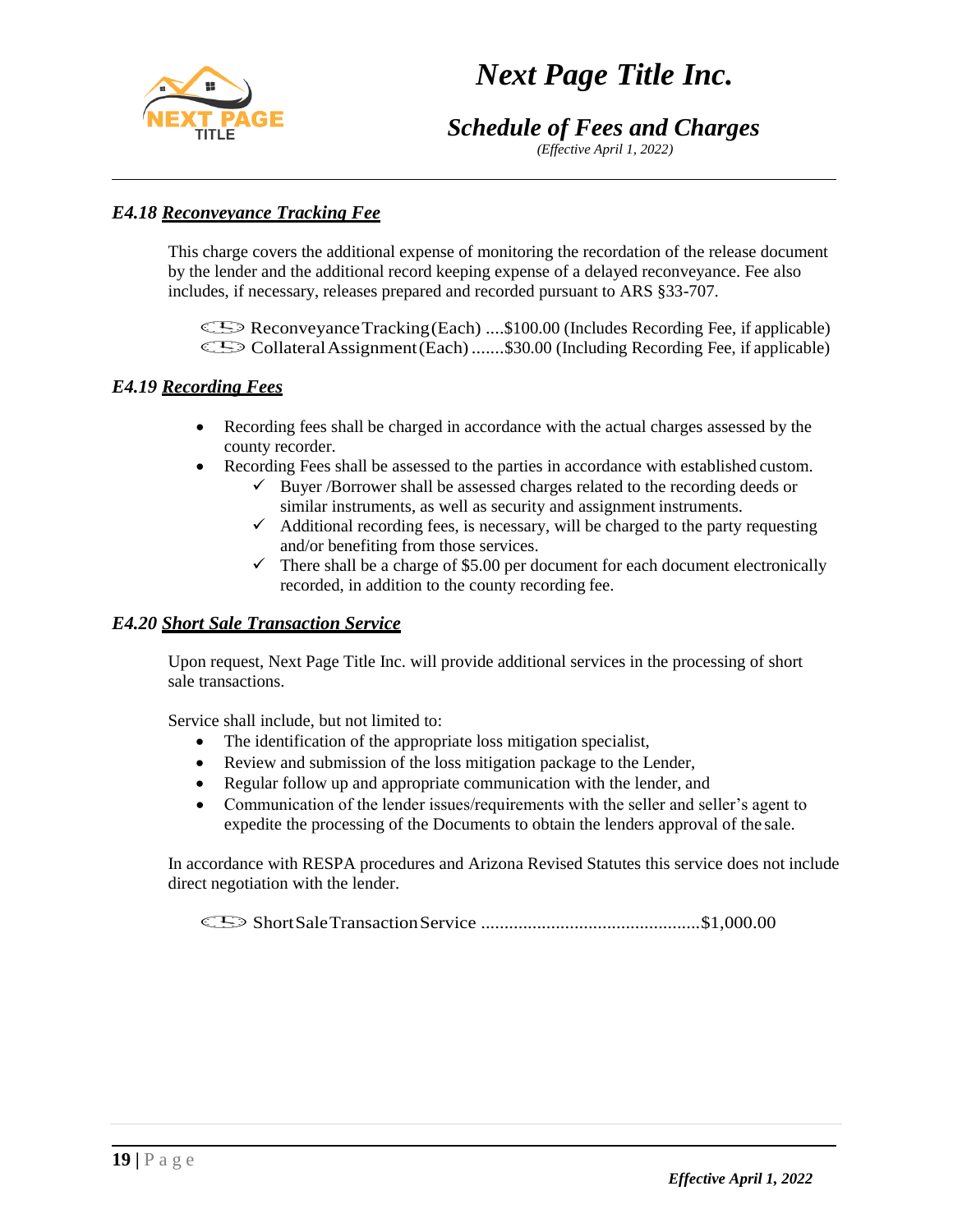### E4.18 Reconveyance Tracking Fee

This charge covers the additional expense of monitoring the recordation of the release document by the lender and the additional record keeping expense of a delayed reconveyance. Fee also includes, if necessary, releases prepared and recorded pursuant to ARS §33-707.

- Reconveyance Tracking (Each) ....$100.00 (Includes Recording Fee, if applicable)
- Collateral Assignment (Each) .......$30.00 (Including Recording Fee, if applicable)

### E4.19 Recording Fees

- Recording fees shall be charged in accordance with the actual charges assessed by the county recorder.
- Recording Fees shall be assessed to the parties in accordance with established custom.
  - ✓ Buyer /Borrower shall be assessed charges related to the recording deeds or similar instruments, as well as security and assignment instruments.
  - ✓ Additional recording fees, is necessary, will be charged to the party requesting and/or benefiting from those services.
  - ✓ There shall be a charge of $5.00 per document for each document electronically recorded, in addition to the county recording fee.

### E4.20 Short Sale Transaction Service

Upon request, Next Page Title Inc. will provide additional services in the processing of short sale transactions.

Service shall include, but not limited to:

- The identification of the appropriate loss mitigation specialist,
- Review and submission of the loss mitigation package to the Lender,
- Regular follow up and appropriate communication with the lender, and
- Communication of the lender issues/requirements with the seller and seller's agent to expedite the processing of the Documents to obtain the lenders approval of the sale.

In accordance with RESPA procedures and Arizona Revised Statutes this service does not include direct negotiation with the lender.

- Short Sale Transaction Service ...............................................$1,000.00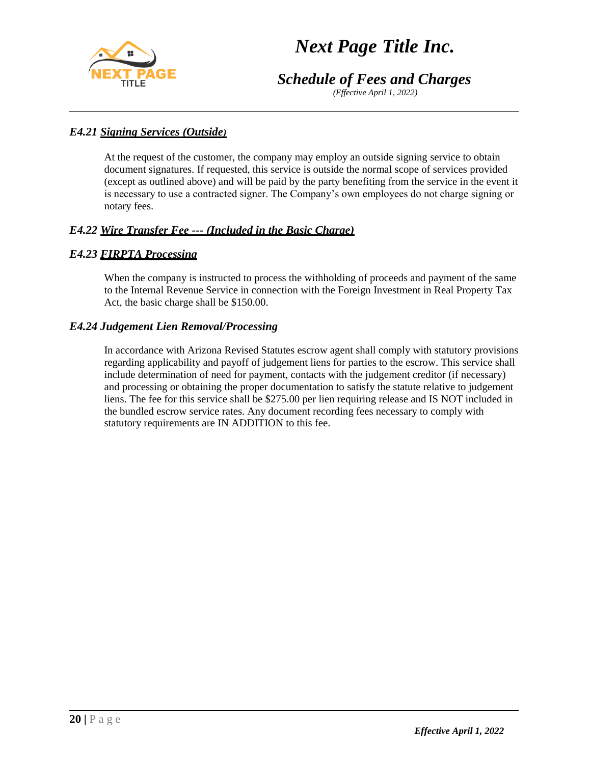### *E4.21 Signing Services (Outside)*

At the request of the customer, the company may employ an outside signing service to obtain document signatures. If requested, this service is outside the normal scope of services provided (except as outlined above) and will be paid by the party benefiting from the service in the event it is necessary to use a contracted signer. The Company's own employees do not charge signing or notary fees.

### *E4.22 Wire Transfer Fee --- (Included in the Basic Charge)*

### *E4.23 FIRPTA Processing*

When the company is instructed to process the withholding of proceeds and payment of the same to the Internal Revenue Service in connection with the Foreign Investment in Real Property Tax Act, the basic charge shall be $150.00.

### *E4.24 Judgement Lien Removal/Processing*

In accordance with Arizona Revised Statutes escrow agent shall comply with statutory provisions regarding applicability and payoff of judgement liens for parties to the escrow. This service shall include determination of need for payment, contacts with the judgement creditor (if necessary) and processing or obtaining the proper documentation to satisfy the statute relative to judgement liens. The fee for this service shall be $275.00 per lien requiring release and IS NOT included in the bundled escrow service rates. Any document recording fees necessary to comply with statutory requirements are IN ADDITION to this fee.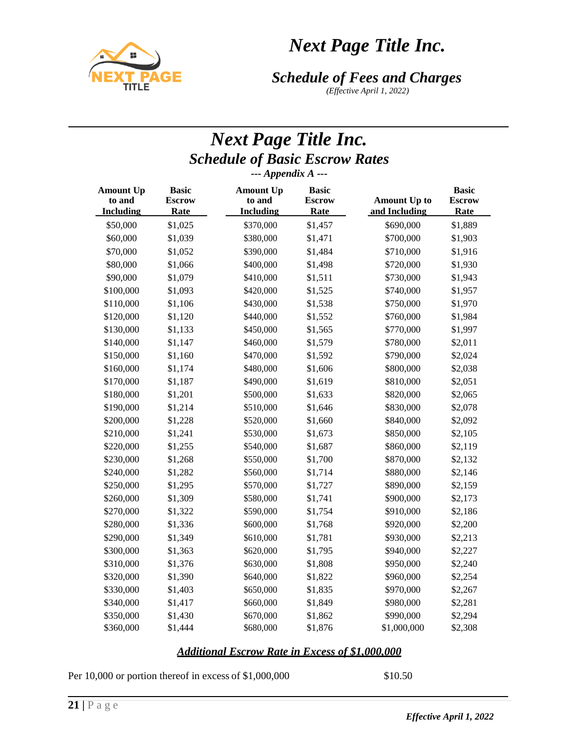# Next Page Title Inc.

## *Schedule of Basic Escrow Rates*

***--- Appendix A ---***

| Amount Up to and Including | Basic Escrow Rate | Amount Up to and Including | Basic Escrow Rate | Amount Up to and Including | Basic Escrow Rate |
|---|---|---|---|---|---|
| $50,000 | $1,025 | $370,000 | $1,457 | $690,000 | $1,889 |
| $60,000 | $1,039 | $380,000 | $1,471 | $700,000 | $1,903 |
| $70,000 | $1,052 | $390,000 | $1,484 | $710,000 | $1,916 |
| $80,000 | $1,066 | $400,000 | $1,498 | $720,000 | $1,930 |
| $90,000 | $1,079 | $410,000 | $1,511 | $730,000 | $1,943 |
| $100,000 | $1,093 | $420,000 | $1,525 | $740,000 | $1,957 |
| $110,000 | $1,106 | $430,000 | $1,538 | $750,000 | $1,970 |
| $120,000 | $1,120 | $440,000 | $1,552 | $760,000 | $1,984 |
| $130,000 | $1,133 | $450,000 | $1,565 | $770,000 | $1,997 |
| $140,000 | $1,147 | $460,000 | $1,579 | $780,000 | $2,011 |
| $150,000 | $1,160 | $470,000 | $1,592 | $790,000 | $2,024 |
| $160,000 | $1,174 | $480,000 | $1,606 | $800,000 | $2,038 |
| $170,000 | $1,187 | $490,000 | $1,619 | $810,000 | $2,051 |
| $180,000 | $1,201 | $500,000 | $1,633 | $820,000 | $2,065 |
| $190,000 | $1,214 | $510,000 | $1,646 | $830,000 | $2,078 |
| $200,000 | $1,228 | $520,000 | $1,660 | $840,000 | $2,092 |
| $210,000 | $1,241 | $530,000 | $1,673 | $850,000 | $2,105 |
| $220,000 | $1,255 | $540,000 | $1,687 | $860,000 | $2,119 |
| $230,000 | $1,268 | $550,000 | $1,700 | $870,000 | $2,132 |
| $240,000 | $1,282 | $560,000 | $1,714 | $880,000 | $2,146 |
| $250,000 | $1,295 | $570,000 | $1,727 | $890,000 | $2,159 |
| $260,000 | $1,309 | $580,000 | $1,741 | $900,000 | $2,173 |
| $270,000 | $1,322 | $590,000 | $1,754 | $910,000 | $2,186 |
| $280,000 | $1,336 | $600,000 | $1,768 | $920,000 | $2,200 |
| $290,000 | $1,349 | $610,000 | $1,781 | $930,000 | $2,213 |
| $300,000 | $1,363 | $620,000 | $1,795 | $940,000 | $2,227 |
| $310,000 | $1,376 | $630,000 | $1,808 | $950,000 | $2,240 |
| $320,000 | $1,390 | $640,000 | $1,822 | $960,000 | $2,254 |
| $330,000 | $1,403 | $650,000 | $1,835 | $970,000 | $2,267 |
| $340,000 | $1,417 | $660,000 | $1,849 | $980,000 | $2,281 |
| $350,000 | $1,430 | $670,000 | $1,862 | $990,000 | $2,294 |
| $360,000 | $1,444 | $680,000 | $1,876 | $1,000,000 | $2,308 |

***Additional Escrow Rate in Excess of $1,000,000***

Per 10,000 or portion thereof in excess of $1,000,000 $10.50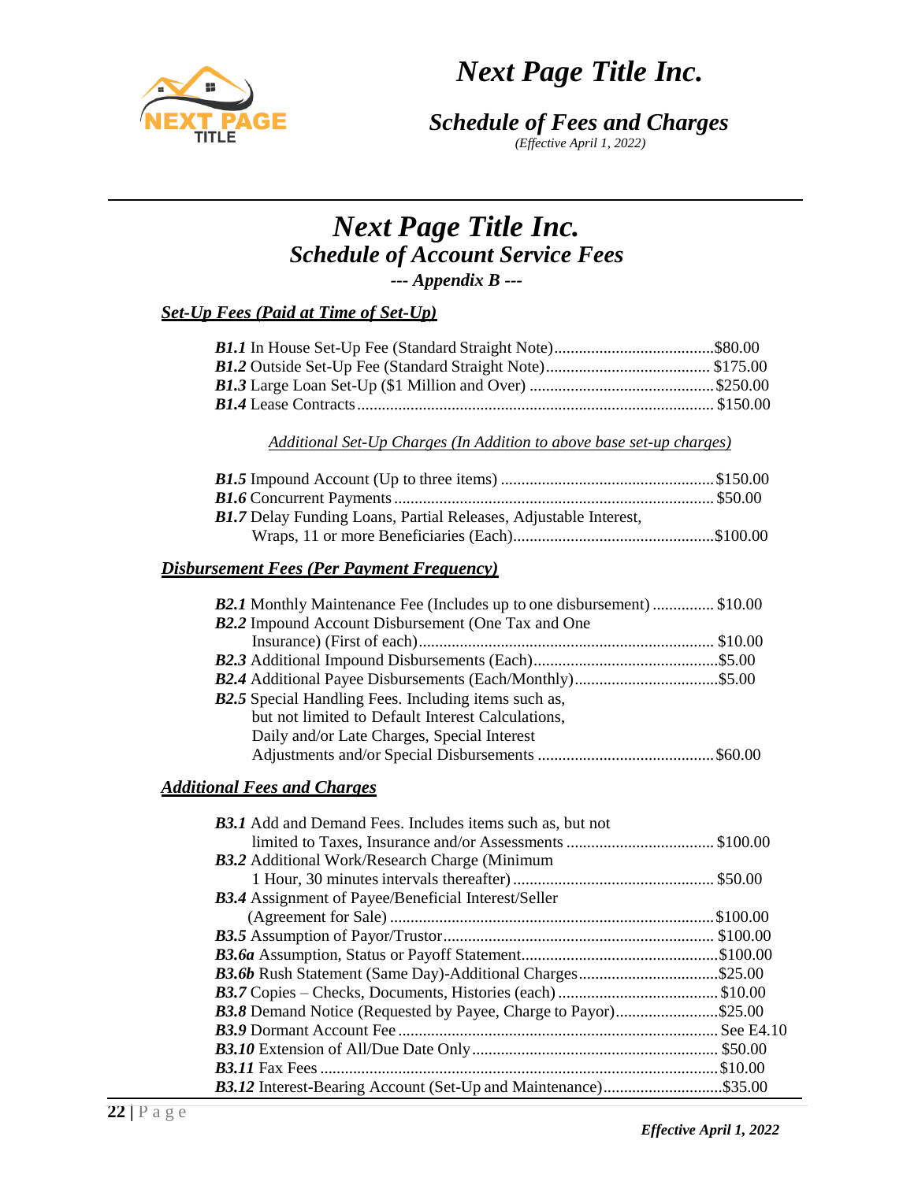# Next Page Title Inc.
## Schedule of Account Service Fees
### --- Appendix B ---

***Set-Up Fees (Paid at Time of Set-Up)***

***B1.1*** In House Set-Up Fee (Standard Straight Note).......................................$80.00
***B1.2*** Outside Set-Up Fee (Standard Straight Note)........................................ $175.00
***B1.3*** Large Loan Set-Up ($1 Million and Over) .............................................$250.00
***B1.4*** Lease Contracts....................................................................................... $150.00

*Additional Set-Up Charges (In Addition to above base set-up charges)*

***B1.5*** Impound Account (Up to three items) ....................................................$150.00
***B1.6*** Concurrent Payments ............................................................................ $50.00
***B1.7*** Delay Funding Loans, Partial Releases, Adjustable Interest, Wraps, 11 or more Beneficiaries (Each).................................................$100.00

***Disbursement Fees (Per Payment Frequency)***

***B2.1*** Monthly Maintenance Fee (Includes up to one disbursement) ............... $10.00
***B2.2*** Impound Account Disbursement (One Tax and One Insurance) (First of each)....................................................................... $10.00
***B2.3*** Additional Impound Disbursements (Each).............................................$5.00
***B2.4*** Additional Payee Disbursements (Each/Monthly)...................................$5.00
***B2.5*** Special Handling Fees. Including items such as, but not limited to Default Interest Calculations, Daily and/or Late Charges, Special Interest Adjustments and/or Special Disbursements ...........................................$60.00

***Additional Fees and Charges***

***B3.1*** Add and Demand Fees. Includes items such as, but not limited to Taxes, Insurance and/or Assessments .................................... $100.00
***B3.2*** Additional Work/Research Charge (Minimum 1 Hour, 30 minutes intervals thereafter) ................................................. $50.00
***B3.4*** Assignment of Payee/Beneficial Interest/Seller (Agreement for Sale) ..............................................................................$100.00
***B3.5*** Assumption of Payor/Trustor................................................................. $100.00
***B3.6a*** Assumption, Status or Payoff Statement................................................$100.00
***B3.6b*** Rush Statement (Same Day)-Additional Charges..................................$25.00
***B3.7*** Copies – Checks, Documents, Histories (each) ....................................... $10.00
***B3.8*** Demand Notice (Requested by Payee, Charge to Payor).........................$25.00
***B3.9*** Dormant Account Fee ............................................................................. See E4.10
***B3.10*** Extension of All/Due Date Only............................................................ $50.00
***B3.11*** Fax Fees ................................................................................................$10.00
***B3.12*** Interest-Bearing Account (Set-Up and Maintenance).............................$35.00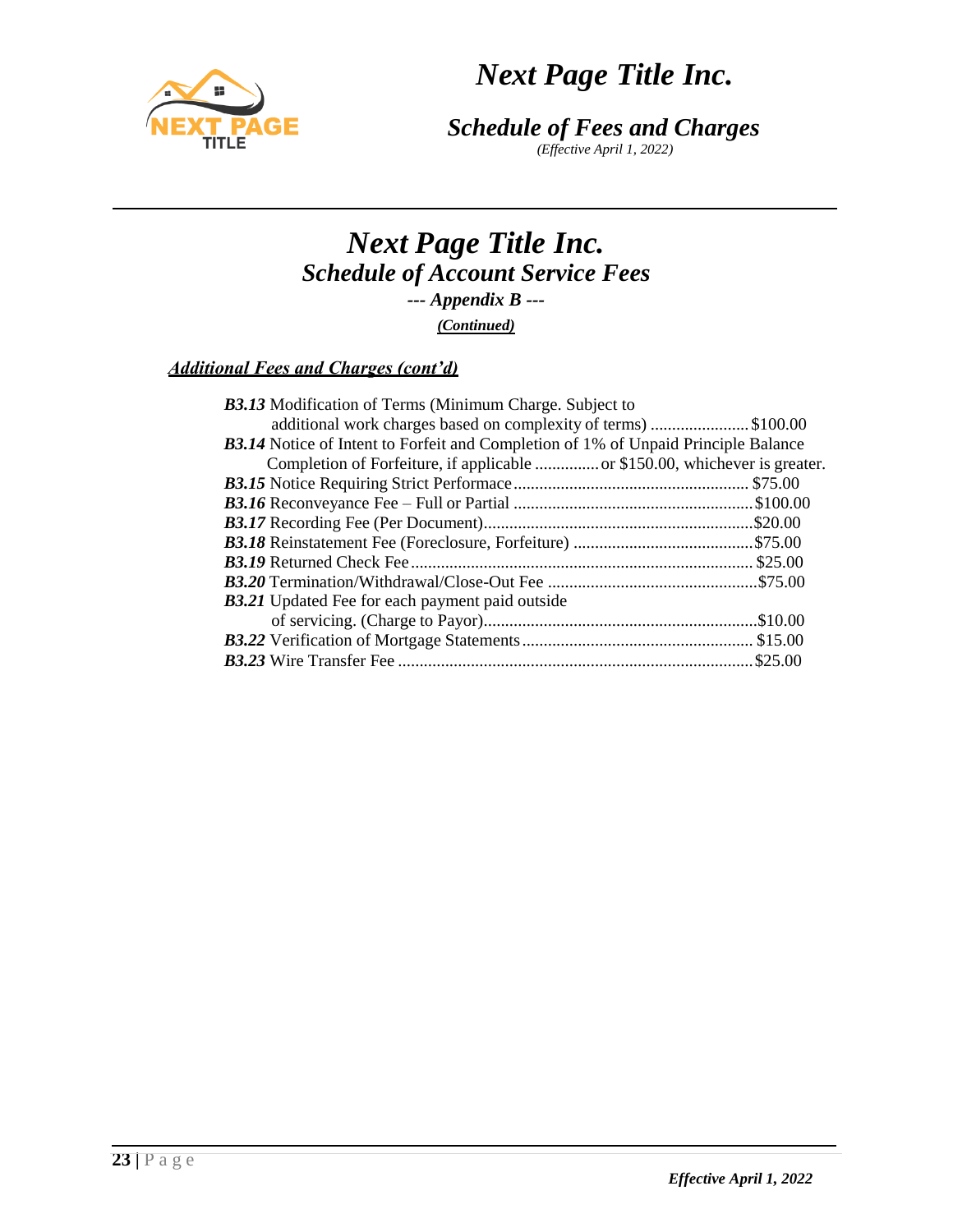# *Next Page Title Inc.*

## *Schedule of Account Service Fees*

### *--- Appendix B ---*

*(Continued)*

### *Additional Fees and Charges (cont'd)*

***B3.13*** Modification of Terms (Minimum Charge. Subject to additional work charges based on complexity of terms) ....................... $100.00

***B3.14*** Notice of Intent to Forfeit and Completion of 1% of Unpaid Principle Balance Completion of Forfeiture, if applicable ............... or $150.00, whichever is greater.

***B3.15*** Notice Requiring Strict Performace ....................................................... $75.00

***B3.16*** Reconveyance Fee – Full or Partial ........................................................ $100.00

***B3.17*** Recording Fee (Per Document)............................................................... $20.00

***B3.18*** Reinstatement Fee (Foreclosure, Forfeiture) .......................................... $75.00

***B3.19*** Returned Check Fee ................................................................................ $25.00

***B3.20*** Termination/Withdrawal/Close-Out Fee ................................................. $75.00

***B3.21*** Updated Fee for each payment paid outside of servicing. (Charge to Payor)................................................................ $10.00

***B3.22*** Verification of Mortgage Statements ...................................................... $15.00

***B3.23*** Wire Transfer Fee .................................................................................. $25.00